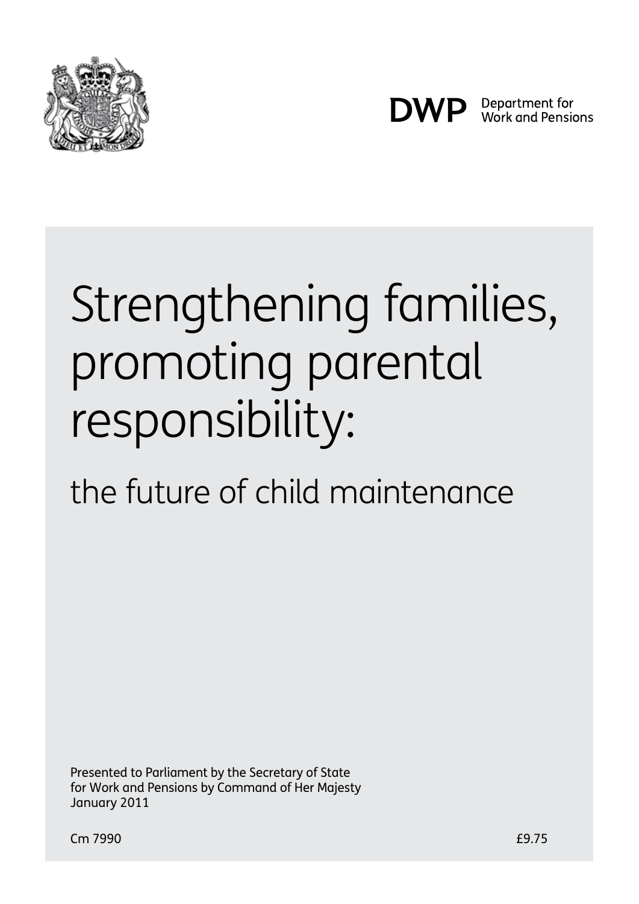DWP Department for Work and Pensions

# Strengthening families, promoting parental responsibility:

## the future of child maintenance

Presented to Parliament by the Secretary of State for Work and Pensions by Command of Her Majesty
January 2011

Cm 7990

£9.75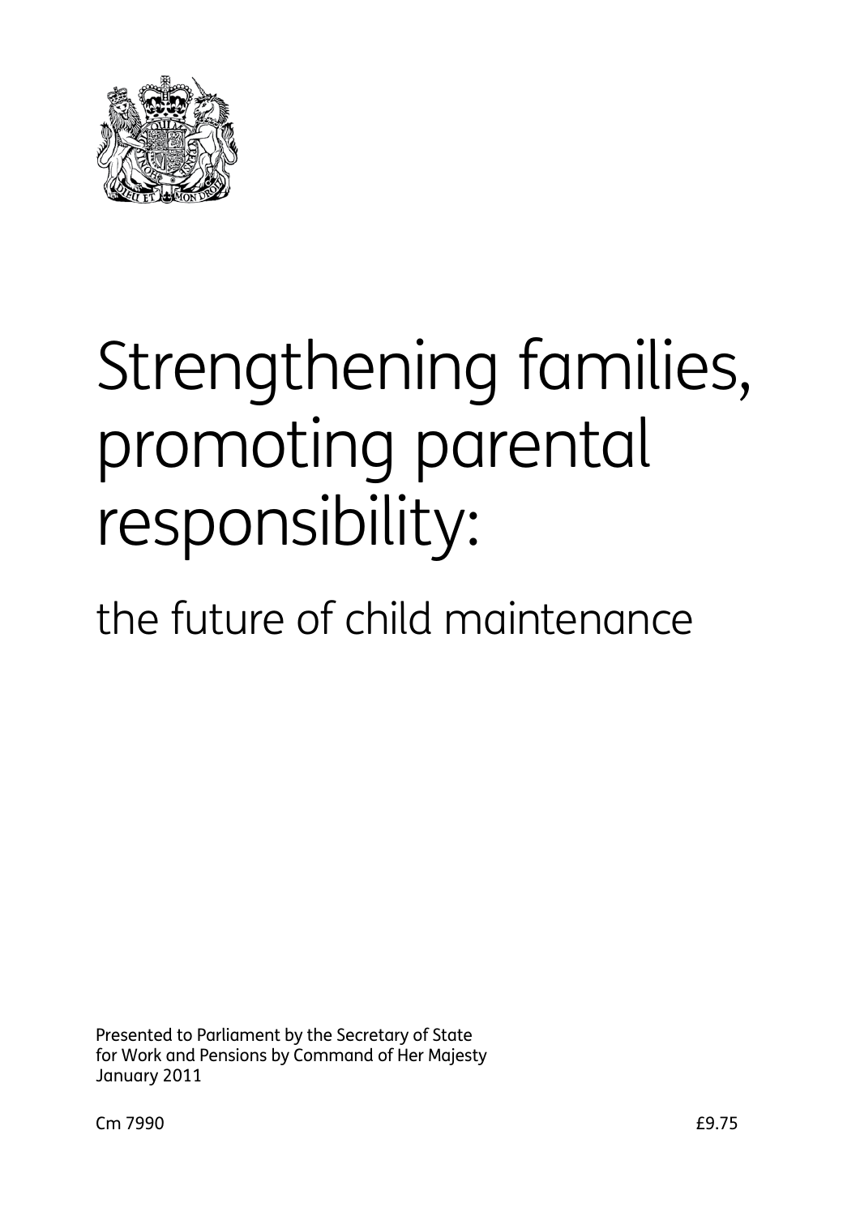# Strengthening families, promoting parental responsibility:

## the future of child maintenance

Presented to Parliament by the Secretary of State for Work and Pensions by Command of Her Majesty January 2011

Cm 7990 £9.75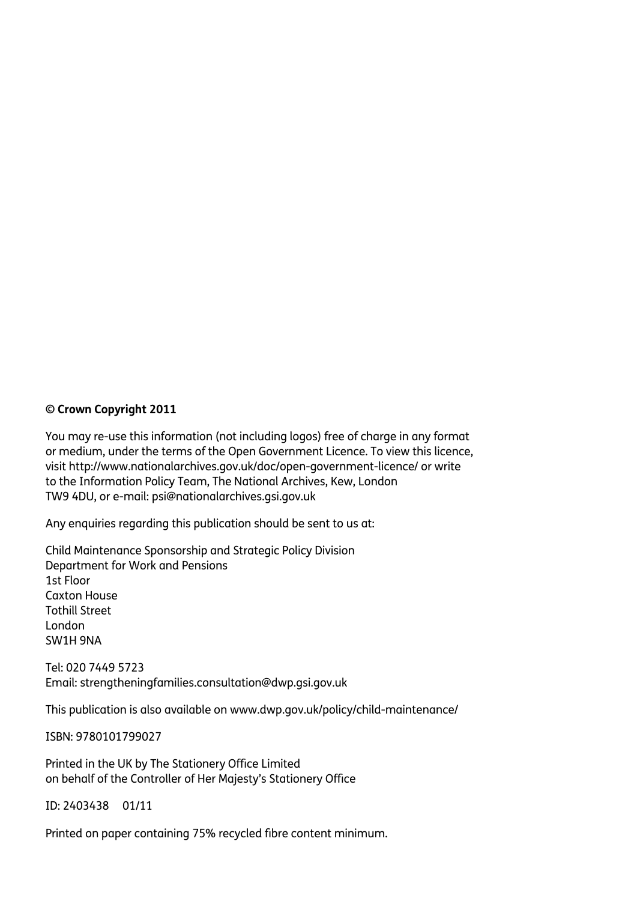**© Crown Copyright 2011**

You may re-use this information (not including logos) free of charge in any format or medium, under the terms of the Open Government Licence. To view this licence, visit http://www.nationalarchives.gov.uk/doc/open-government-licence/ or write to the Information Policy Team, The National Archives, Kew, London TW9 4DU, or e-mail: psi@nationalarchives.gsi.gov.uk

Any enquiries regarding this publication should be sent to us at:

Child Maintenance Sponsorship and Strategic Policy Division
Department for Work and Pensions
1st Floor
Caxton House
Tothill Street
London
SW1H 9NA

Tel: 020 7449 5723
Email: strengtheningfamilies.consultation@dwp.gsi.gov.uk

This publication is also available on www.dwp.gov.uk/policy/child-maintenance/

ISBN: 9780101799027

Printed in the UK by The Stationery Office Limited
on behalf of the Controller of Her Majesty's Stationery Office

ID: 2403438 01/11

Printed on paper containing 75% recycled fibre content minimum.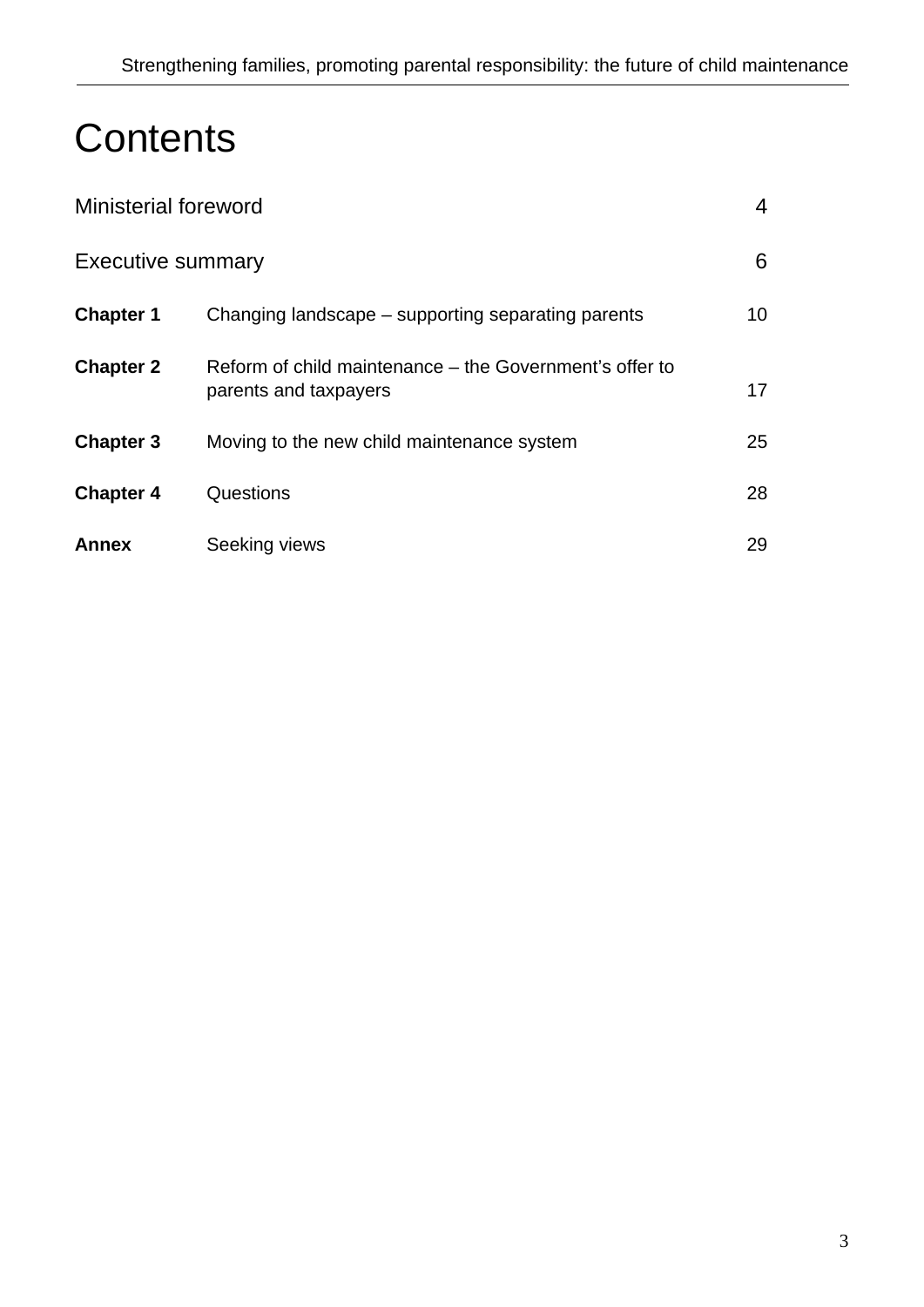# Contents

| | | |
|---|---|---|
| Ministerial foreword | | 4 |
| Executive summary | | 6 |
| **Chapter 1** | Changing landscape – supporting separating parents | 10 |
| **Chapter 2** | Reform of child maintenance – the Government's offer to parents and taxpayers | 17 |
| **Chapter 3** | Moving to the new child maintenance system | 25 |
| **Chapter 4** | Questions | 28 |
| **Annex** | Seeking views | 29 |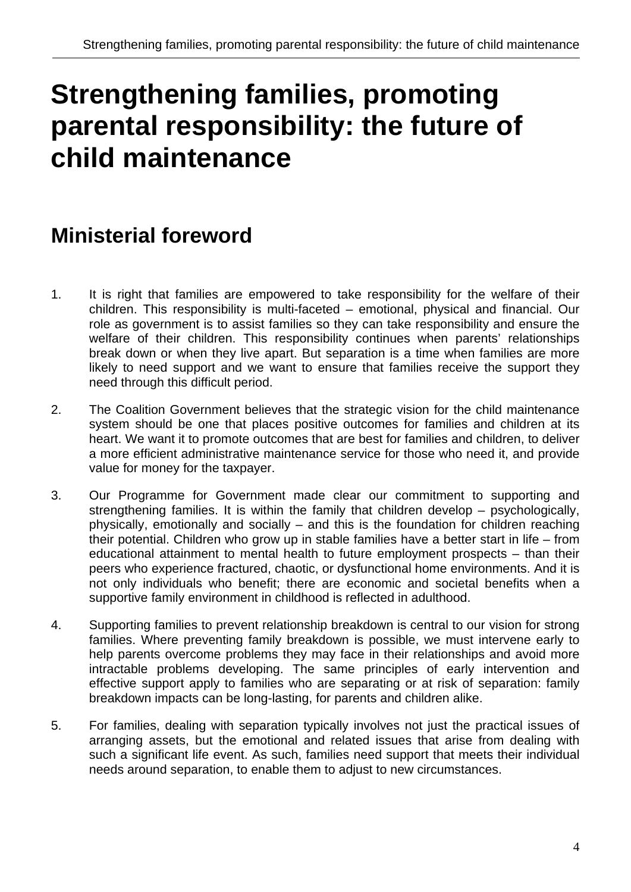# Strengthening families, promoting parental responsibility: the future of child maintenance

## Ministerial foreword

1. It is right that families are empowered to take responsibility for the welfare of their children. This responsibility is multi-faceted – emotional, physical and financial. Our role as government is to assist families so they can take responsibility and ensure the welfare of their children. This responsibility continues when parents' relationships break down or when they live apart. But separation is a time when families are more likely to need support and we want to ensure that families receive the support they need through this difficult period.

2. The Coalition Government believes that the strategic vision for the child maintenance system should be one that places positive outcomes for families and children at its heart. We want it to promote outcomes that are best for families and children, to deliver a more efficient administrative maintenance service for those who need it, and provide value for money for the taxpayer.

3. Our Programme for Government made clear our commitment to supporting and strengthening families. It is within the family that children develop – psychologically, physically, emotionally and socially – and this is the foundation for children reaching their potential. Children who grow up in stable families have a better start in life – from educational attainment to mental health to future employment prospects – than their peers who experience fractured, chaotic, or dysfunctional home environments. And it is not only individuals who benefit; there are economic and societal benefits when a supportive family environment in childhood is reflected in adulthood.

4. Supporting families to prevent relationship breakdown is central to our vision for strong families. Where preventing family breakdown is possible, we must intervene early to help parents overcome problems they may face in their relationships and avoid more intractable problems developing. The same principles of early intervention and effective support apply to families who are separating or at risk of separation: family breakdown impacts can be long-lasting, for parents and children alike.

5. For families, dealing with separation typically involves not just the practical issues of arranging assets, but the emotional and related issues that arise from dealing with such a significant life event. As such, families need support that meets their individual needs around separation, to enable them to adjust to new circumstances.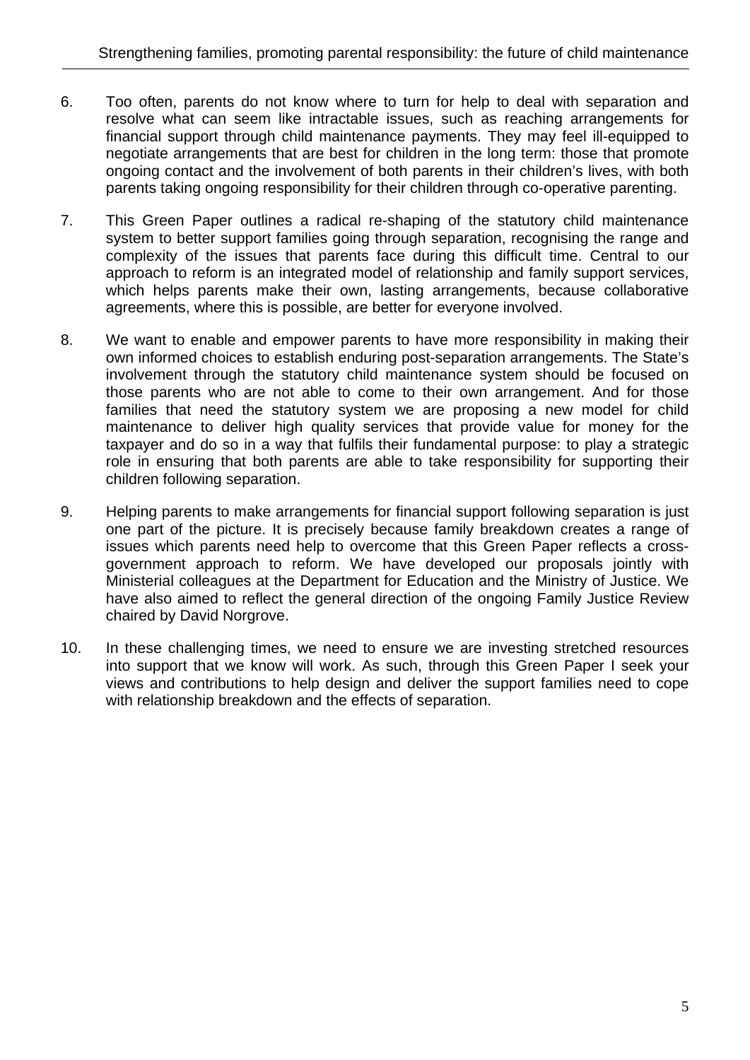6. Too often, parents do not know where to turn for help to deal with separation and resolve what can seem like intractable issues, such as reaching arrangements for financial support through child maintenance payments. They may feel ill-equipped to negotiate arrangements that are best for children in the long term: those that promote ongoing contact and the involvement of both parents in their children's lives, with both parents taking ongoing responsibility for their children through co-operative parenting.

7. This Green Paper outlines a radical re-shaping of the statutory child maintenance system to better support families going through separation, recognising the range and complexity of the issues that parents face during this difficult time. Central to our approach to reform is an integrated model of relationship and family support services, which helps parents make their own, lasting arrangements, because collaborative agreements, where this is possible, are better for everyone involved.

8. We want to enable and empower parents to have more responsibility in making their own informed choices to establish enduring post-separation arrangements. The State's involvement through the statutory child maintenance system should be focused on those parents who are not able to come to their own arrangement. And for those families that need the statutory system we are proposing a new model for child maintenance to deliver high quality services that provide value for money for the taxpayer and do so in a way that fulfils their fundamental purpose: to play a strategic role in ensuring that both parents are able to take responsibility for supporting their children following separation.

9. Helping parents to make arrangements for financial support following separation is just one part of the picture. It is precisely because family breakdown creates a range of issues which parents need help to overcome that this Green Paper reflects a cross-government approach to reform. We have developed our proposals jointly with Ministerial colleagues at the Department for Education and the Ministry of Justice. We have also aimed to reflect the general direction of the ongoing Family Justice Review chaired by David Norgrove.

10. In these challenging times, we need to ensure we are investing stretched resources into support that we know will work. As such, through this Green Paper I seek your views and contributions to help design and deliver the support families need to cope with relationship breakdown and the effects of separation.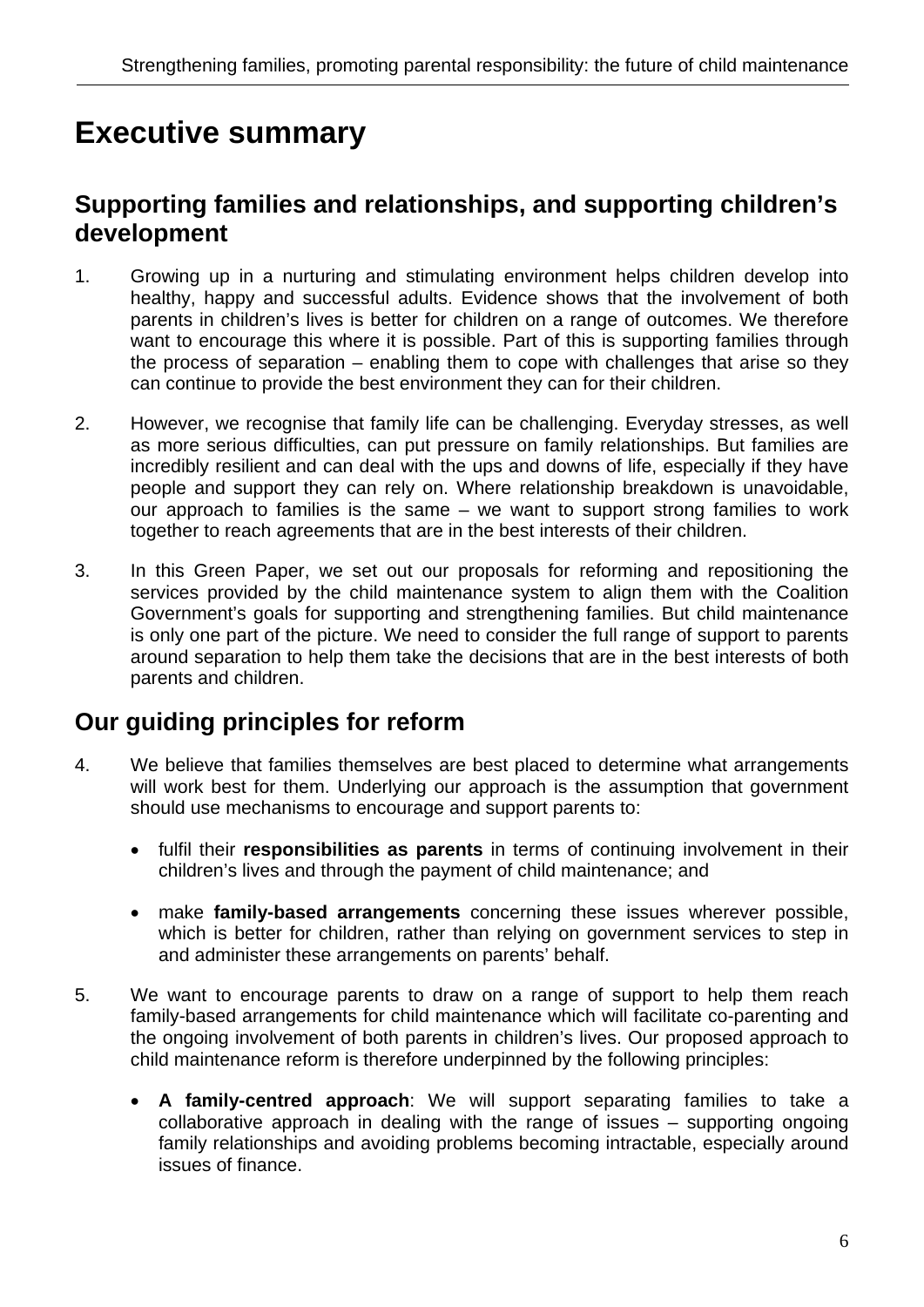# Executive summary

## Supporting families and relationships, and supporting children's development

1. Growing up in a nurturing and stimulating environment helps children develop into healthy, happy and successful adults. Evidence shows that the involvement of both parents in children's lives is better for children on a range of outcomes. We therefore want to encourage this where it is possible. Part of this is supporting families through the process of separation – enabling them to cope with challenges that arise so they can continue to provide the best environment they can for their children.

2. However, we recognise that family life can be challenging. Everyday stresses, as well as more serious difficulties, can put pressure on family relationships. But families are incredibly resilient and can deal with the ups and downs of life, especially if they have people and support they can rely on. Where relationship breakdown is unavoidable, our approach to families is the same – we want to support strong families to work together to reach agreements that are in the best interests of their children.

3. In this Green Paper, we set out our proposals for reforming and repositioning the services provided by the child maintenance system to align them with the Coalition Government's goals for supporting and strengthening families. But child maintenance is only one part of the picture. We need to consider the full range of support to parents around separation to help them take the decisions that are in the best interests of both parents and children.

## Our guiding principles for reform

4. We believe that families themselves are best placed to determine what arrangements will work best for them. Underlying our approach is the assumption that government should use mechanisms to encourage and support parents to:

   - fulfil their **responsibilities as parents** in terms of continuing involvement in their children's lives and through the payment of child maintenance; and

   - make **family-based arrangements** concerning these issues wherever possible, which is better for children, rather than relying on government services to step in and administer these arrangements on parents' behalf.

5. We want to encourage parents to draw on a range of support to help them reach family-based arrangements for child maintenance which will facilitate co-parenting and the ongoing involvement of both parents in children's lives. Our proposed approach to child maintenance reform is therefore underpinned by the following principles:

   - **A family-centred approach**: We will support separating families to take a collaborative approach in dealing with the range of issues – supporting ongoing family relationships and avoiding problems becoming intractable, especially around issues of finance.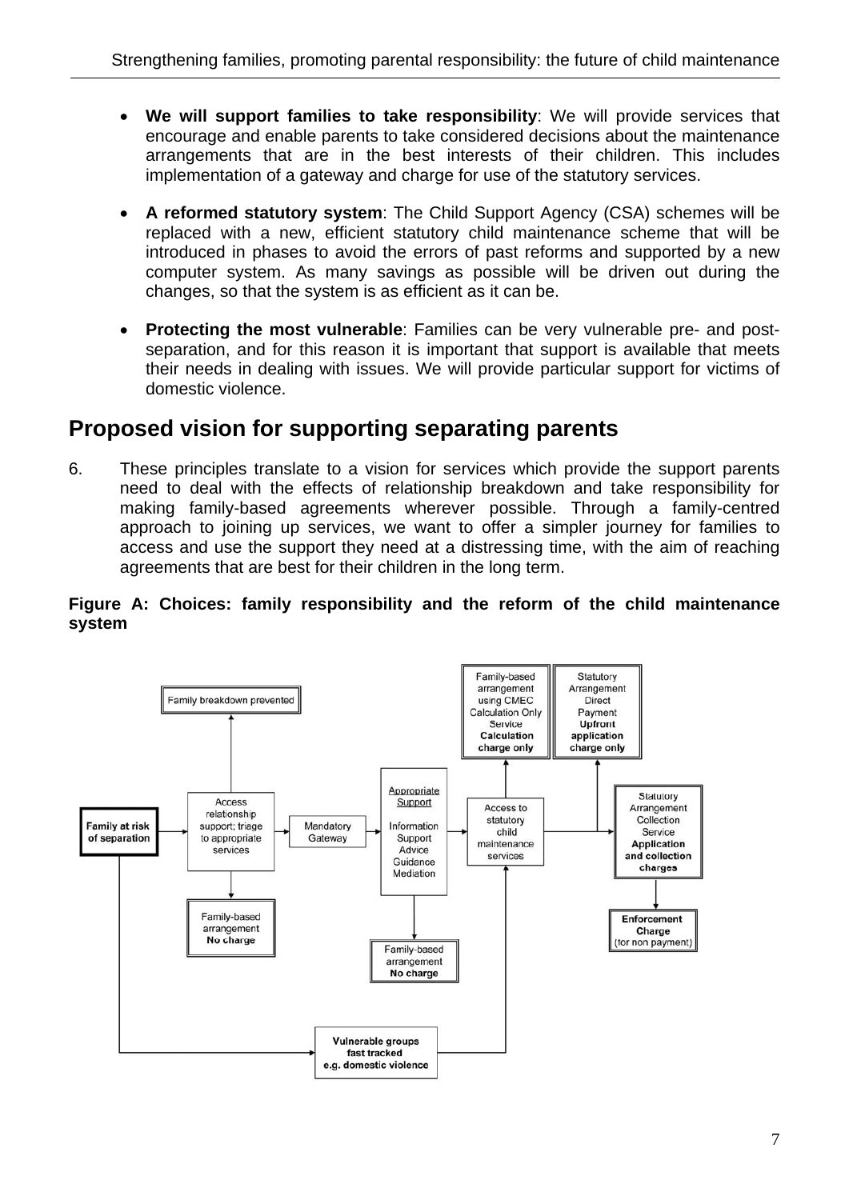- **We will support families to take responsibility**: We will provide services that encourage and enable parents to take considered decisions about the maintenance arrangements that are in the best interests of their children. This includes implementation of a gateway and charge for use of the statutory services.

- **A reformed statutory system**: The Child Support Agency (CSA) schemes will be replaced with a new, efficient statutory child maintenance scheme that will be introduced in phases to avoid the errors of past reforms and supported by a new computer system. As many savings as possible will be driven out during the changes, so that the system is as efficient as it can be.

- **Protecting the most vulnerable**: Families can be very vulnerable pre- and post-separation, and for this reason it is important that support is available that meets their needs in dealing with issues. We will provide particular support for victims of domestic violence.

## Proposed vision for supporting separating parents

6. These principles translate to a vision for services which provide the support parents need to deal with the effects of relationship breakdown and take responsibility for making family-based agreements wherever possible. Through a family-centred approach to joining up services, we want to offer a simpler journey for families to access and use the support they need at a distressing time, with the aim of reaching agreements that are best for their children in the long term.

**Figure A: Choices: family responsibility and the reform of the child maintenance system**

Family at risk of separation → Access relationship support; triage to appropriate services → Mandatory Gateway → Appropriate Support (Information, Support, Advice, Guidance, Mediation) → Access to statutory child maintenance services → Statutory Arrangement Collection Service **Application and collection charges** → **Enforcement Charge** (for non payment)

- Access relationship support → Family breakdown prevented
- Access relationship support → Family-based arrangement **No charge**
- Appropriate Support → Family-based arrangement **No charge**
- Access to statutory child maintenance services → Family-based arrangement using CMEC Calculation Only Service **Calculation charge only**
- Access to statutory child maintenance services → Statutory Arrangement Direct Payment **Upfront application charge only**
- Family at risk of separation → **Vulnerable groups fast tracked e.g. domestic violence** → Access to statutory child maintenance services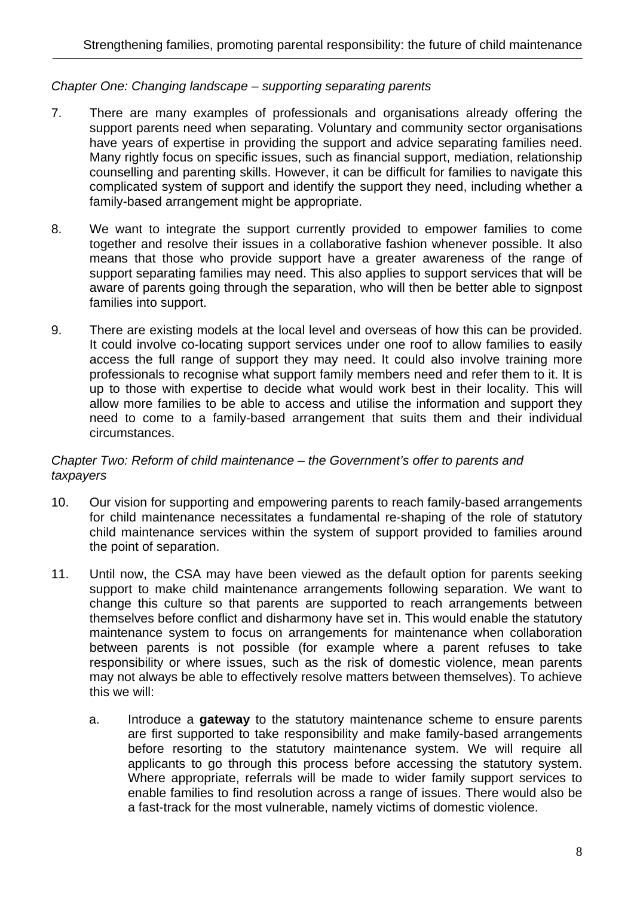*Chapter One: Changing landscape – supporting separating parents*

7. There are many examples of professionals and organisations already offering the support parents need when separating. Voluntary and community sector organisations have years of expertise in providing the support and advice separating families need. Many rightly focus on specific issues, such as financial support, mediation, relationship counselling and parenting skills. However, it can be difficult for families to navigate this complicated system of support and identify the support they need, including whether a family-based arrangement might be appropriate.

8. We want to integrate the support currently provided to empower families to come together and resolve their issues in a collaborative fashion whenever possible. It also means that those who provide support have a greater awareness of the range of support separating families may need. This also applies to support services that will be aware of parents going through the separation, who will then be better able to signpost families into support.

9. There are existing models at the local level and overseas of how this can be provided. It could involve co-locating support services under one roof to allow families to easily access the full range of support they may need. It could also involve training more professionals to recognise what support family members need and refer them to it. It is up to those with expertise to decide what would work best in their locality. This will allow more families to be able to access and utilise the information and support they need to come to a family-based arrangement that suits them and their individual circumstances.

*Chapter Two: Reform of child maintenance – the Government's offer to parents and taxpayers*

10. Our vision for supporting and empowering parents to reach family-based arrangements for child maintenance necessitates a fundamental re-shaping of the role of statutory child maintenance services within the system of support provided to families around the point of separation.

11. Until now, the CSA may have been viewed as the default option for parents seeking support to make child maintenance arrangements following separation. We want to change this culture so that parents are supported to reach arrangements between themselves before conflict and disharmony have set in. This would enable the statutory maintenance system to focus on arrangements for maintenance when collaboration between parents is not possible (for example where a parent refuses to take responsibility or where issues, such as the risk of domestic violence, mean parents may not always be able to effectively resolve matters between themselves). To achieve this we will:

    a. Introduce a **gateway** to the statutory maintenance scheme to ensure parents are first supported to take responsibility and make family-based arrangements before resorting to the statutory maintenance system. We will require all applicants to go through this process before accessing the statutory system. Where appropriate, referrals will be made to wider family support services to enable families to find resolution across a range of issues. There would also be a fast-track for the most vulnerable, namely victims of domestic violence.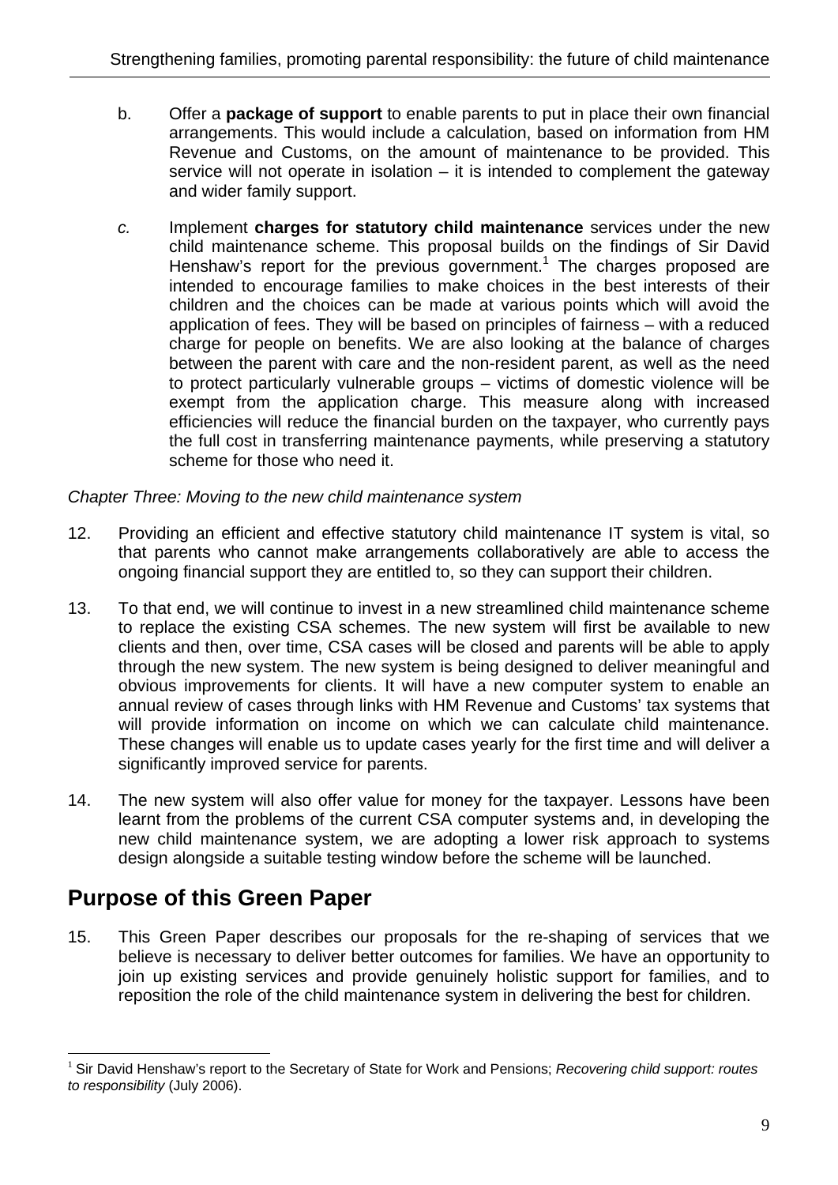b. Offer a **package of support** to enable parents to put in place their own financial arrangements. This would include a calculation, based on information from HM Revenue and Customs, on the amount of maintenance to be provided. This service will not operate in isolation – it is intended to complement the gateway and wider family support.

*c.* Implement **charges for statutory child maintenance** services under the new child maintenance scheme. This proposal builds on the findings of Sir David Henshaw's report for the previous government.[1] The charges proposed are intended to encourage families to make choices in the best interests of their children and the choices can be made at various points which will avoid the application of fees. They will be based on principles of fairness – with a reduced charge for people on benefits. We are also looking at the balance of charges between the parent with care and the non-resident parent, as well as the need to protect particularly vulnerable groups – victims of domestic violence will be exempt from the application charge. This measure along with increased efficiencies will reduce the financial burden on the taxpayer, who currently pays the full cost in transferring maintenance payments, while preserving a statutory scheme for those who need it.

*Chapter Three: Moving to the new child maintenance system*

12. Providing an efficient and effective statutory child maintenance IT system is vital, so that parents who cannot make arrangements collaboratively are able to access the ongoing financial support they are entitled to, so they can support their children.

13. To that end, we will continue to invest in a new streamlined child maintenance scheme to replace the existing CSA schemes. The new system will first be available to new clients and then, over time, CSA cases will be closed and parents will be able to apply through the new system. The new system is being designed to deliver meaningful and obvious improvements for clients. It will have a new computer system to enable an annual review of cases through links with HM Revenue and Customs' tax systems that will provide information on income on which we can calculate child maintenance. These changes will enable us to update cases yearly for the first time and will deliver a significantly improved service for parents.

14. The new system will also offer value for money for the taxpayer. Lessons have been learnt from the problems of the current CSA computer systems and, in developing the new child maintenance system, we are adopting a lower risk approach to systems design alongside a suitable testing window before the scheme will be launched.

## Purpose of this Green Paper

15. This Green Paper describes our proposals for the re-shaping of services that we believe is necessary to deliver better outcomes for families. We have an opportunity to join up existing services and provide genuinely holistic support for families, and to reposition the role of the child maintenance system in delivering the best for children.

[1] Sir David Henshaw's report to the Secretary of State for Work and Pensions; *Recovering child support: routes to responsibility* (July 2006).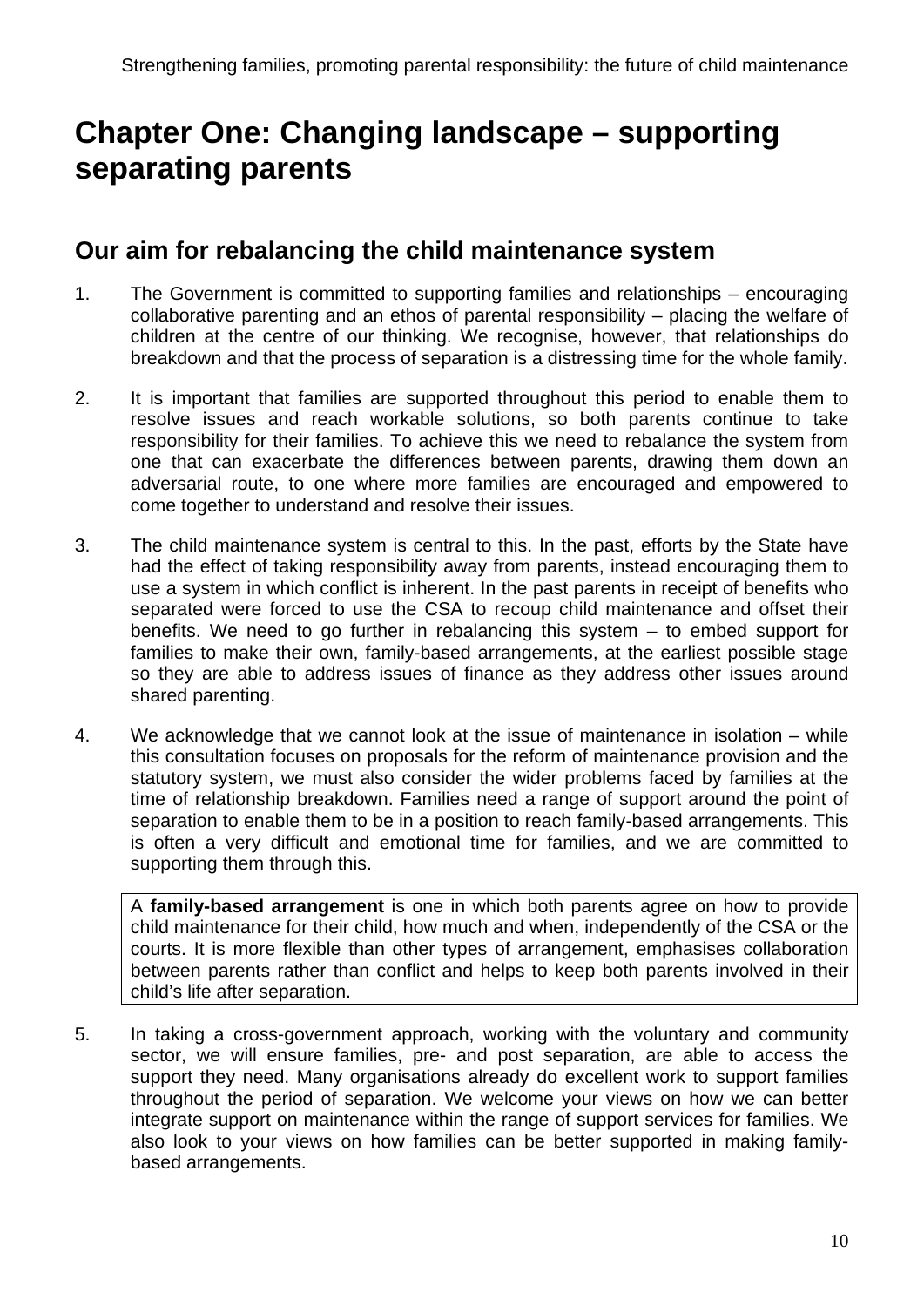# Chapter One: Changing landscape – supporting separating parents

## Our aim for rebalancing the child maintenance system

1. The Government is committed to supporting families and relationships – encouraging collaborative parenting and an ethos of parental responsibility – placing the welfare of children at the centre of our thinking. We recognise, however, that relationships do breakdown and that the process of separation is a distressing time for the whole family.

2. It is important that families are supported throughout this period to enable them to resolve issues and reach workable solutions, so both parents continue to take responsibility for their families. To achieve this we need to rebalance the system from one that can exacerbate the differences between parents, drawing them down an adversarial route, to one where more families are encouraged and empowered to come together to understand and resolve their issues.

3. The child maintenance system is central to this. In the past, efforts by the State have had the effect of taking responsibility away from parents, instead encouraging them to use a system in which conflict is inherent. In the past parents in receipt of benefits who separated were forced to use the CSA to recoup child maintenance and offset their benefits. We need to go further in rebalancing this system – to embed support for families to make their own, family-based arrangements, at the earliest possible stage so they are able to address issues of finance as they address other issues around shared parenting.

4. We acknowledge that we cannot look at the issue of maintenance in isolation – while this consultation focuses on proposals for the reform of maintenance provision and the statutory system, we must also consider the wider problems faced by families at the time of relationship breakdown. Families need a range of support around the point of separation to enable them to be in a position to reach family-based arrangements. This is often a very difficult and emotional time for families, and we are committed to supporting them through this.

> A **family-based arrangement** is one in which both parents agree on how to provide child maintenance for their child, how much and when, independently of the CSA or the courts. It is more flexible than other types of arrangement, emphasises collaboration between parents rather than conflict and helps to keep both parents involved in their child's life after separation.

5. In taking a cross-government approach, working with the voluntary and community sector, we will ensure families, pre- and post separation, are able to access the support they need. Many organisations already do excellent work to support families throughout the period of separation. We welcome your views on how we can better integrate support on maintenance within the range of support services for families. We also look to your views on how families can be better supported in making family-based arrangements.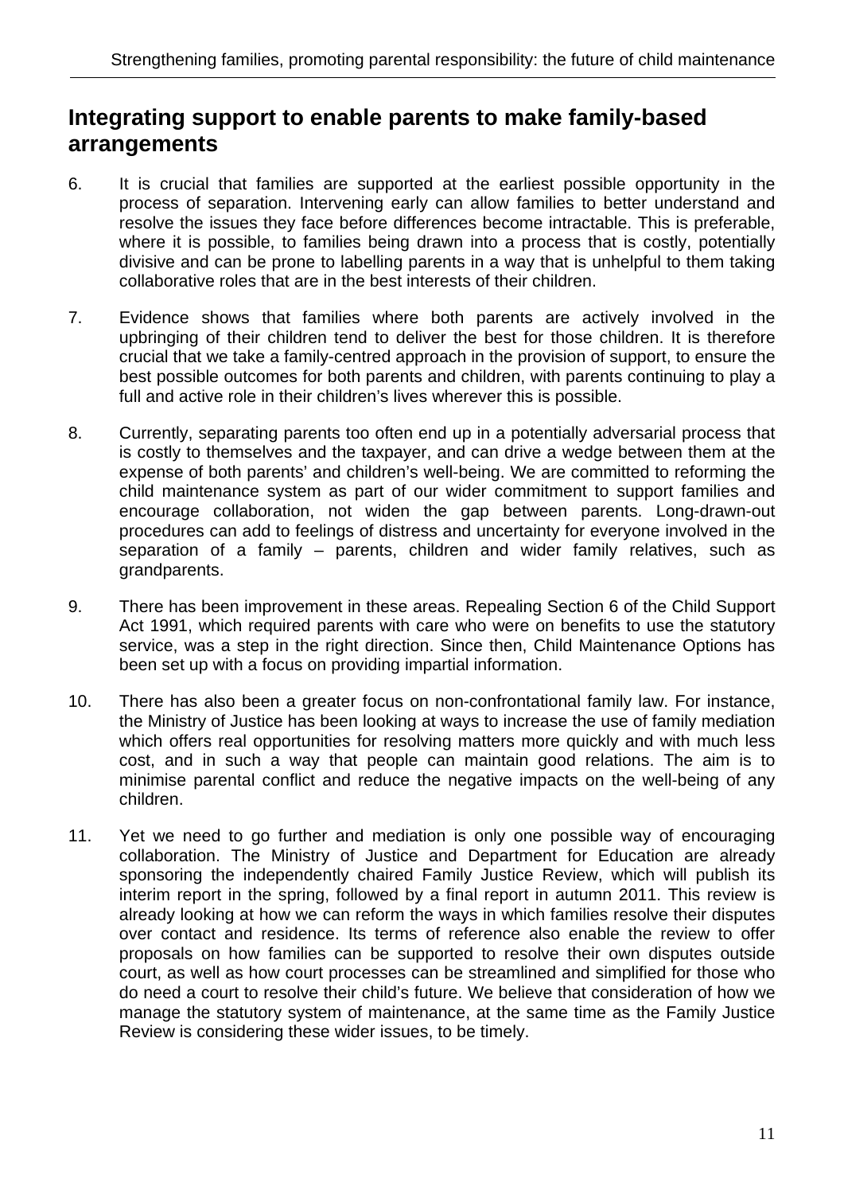## Integrating support to enable parents to make family-based arrangements

6. It is crucial that families are supported at the earliest possible opportunity in the process of separation. Intervening early can allow families to better understand and resolve the issues they face before differences become intractable. This is preferable, where it is possible, to families being drawn into a process that is costly, potentially divisive and can be prone to labelling parents in a way that is unhelpful to them taking collaborative roles that are in the best interests of their children.

7. Evidence shows that families where both parents are actively involved in the upbringing of their children tend to deliver the best for those children. It is therefore crucial that we take a family-centred approach in the provision of support, to ensure the best possible outcomes for both parents and children, with parents continuing to play a full and active role in their children's lives wherever this is possible.

8. Currently, separating parents too often end up in a potentially adversarial process that is costly to themselves and the taxpayer, and can drive a wedge between them at the expense of both parents' and children's well-being. We are committed to reforming the child maintenance system as part of our wider commitment to support families and encourage collaboration, not widen the gap between parents. Long-drawn-out procedures can add to feelings of distress and uncertainty for everyone involved in the separation of a family – parents, children and wider family relatives, such as grandparents.

9. There has been improvement in these areas. Repealing Section 6 of the Child Support Act 1991, which required parents with care who were on benefits to use the statutory service, was a step in the right direction. Since then, Child Maintenance Options has been set up with a focus on providing impartial information.

10. There has also been a greater focus on non-confrontational family law. For instance, the Ministry of Justice has been looking at ways to increase the use of family mediation which offers real opportunities for resolving matters more quickly and with much less cost, and in such a way that people can maintain good relations. The aim is to minimise parental conflict and reduce the negative impacts on the well-being of any children.

11. Yet we need to go further and mediation is only one possible way of encouraging collaboration. The Ministry of Justice and Department for Education are already sponsoring the independently chaired Family Justice Review, which will publish its interim report in the spring, followed by a final report in autumn 2011. This review is already looking at how we can reform the ways in which families resolve their disputes over contact and residence. Its terms of reference also enable the review to offer proposals on how families can be supported to resolve their own disputes outside court, as well as how court processes can be streamlined and simplified for those who do need a court to resolve their child's future. We believe that consideration of how we manage the statutory system of maintenance, at the same time as the Family Justice Review is considering these wider issues, to be timely.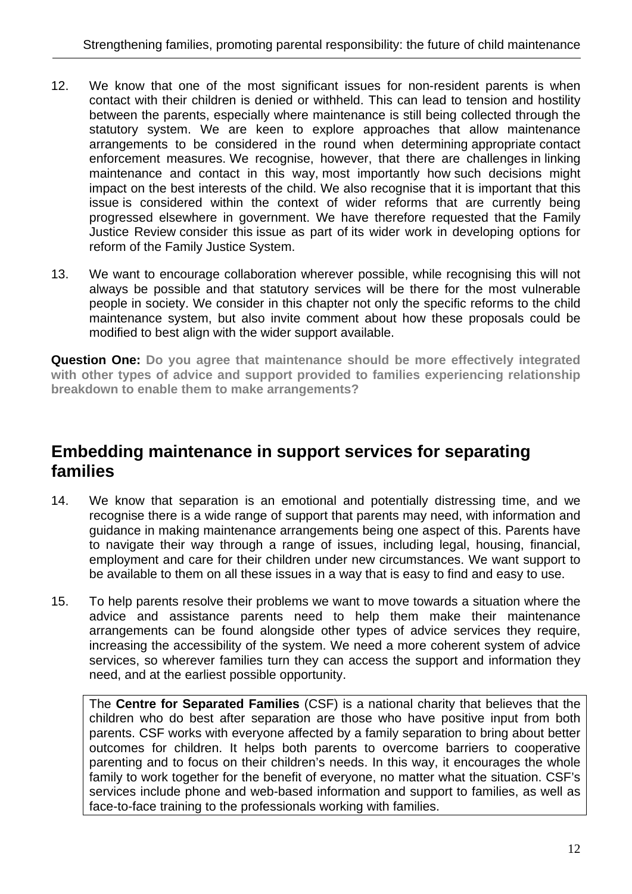12. We know that one of the most significant issues for non-resident parents is when contact with their children is denied or withheld. This can lead to tension and hostility between the parents, especially where maintenance is still being collected through the statutory system. We are keen to explore approaches that allow maintenance arrangements to be considered in the round when determining appropriate contact enforcement measures. We recognise, however, that there are challenges in linking maintenance and contact in this way, most importantly how such decisions might impact on the best interests of the child. We also recognise that it is important that this issue is considered within the context of wider reforms that are currently being progressed elsewhere in government. We have therefore requested that the Family Justice Review consider this issue as part of its wider work in developing options for reform of the Family Justice System.

13. We want to encourage collaboration wherever possible, while recognising this will not always be possible and that statutory services will be there for the most vulnerable people in society. We consider in this chapter not only the specific reforms to the child maintenance system, but also invite comment about how these proposals could be modified to best align with the wider support available.

**Question One: Do you agree that maintenance should be more effectively integrated with other types of advice and support provided to families experiencing relationship breakdown to enable them to make arrangements?**

## Embedding maintenance in support services for separating families

14. We know that separation is an emotional and potentially distressing time, and we recognise there is a wide range of support that parents may need, with information and guidance in making maintenance arrangements being one aspect of this. Parents have to navigate their way through a range of issues, including legal, housing, financial, employment and care for their children under new circumstances. We want support to be available to them on all these issues in a way that is easy to find and easy to use.

15. To help parents resolve their problems we want to move towards a situation where the advice and assistance parents need to help them make their maintenance arrangements can be found alongside other types of advice services they require, increasing the accessibility of the system. We need a more coherent system of advice services, so wherever families turn they can access the support and information they need, and at the earliest possible opportunity.

> The **Centre for Separated Families** (CSF) is a national charity that believes that the children who do best after separation are those who have positive input from both parents. CSF works with everyone affected by a family separation to bring about better outcomes for children. It helps both parents to overcome barriers to cooperative parenting and to focus on their children's needs. In this way, it encourages the whole family to work together for the benefit of everyone, no matter what the situation. CSF's services include phone and web-based information and support to families, as well as face-to-face training to the professionals working with families.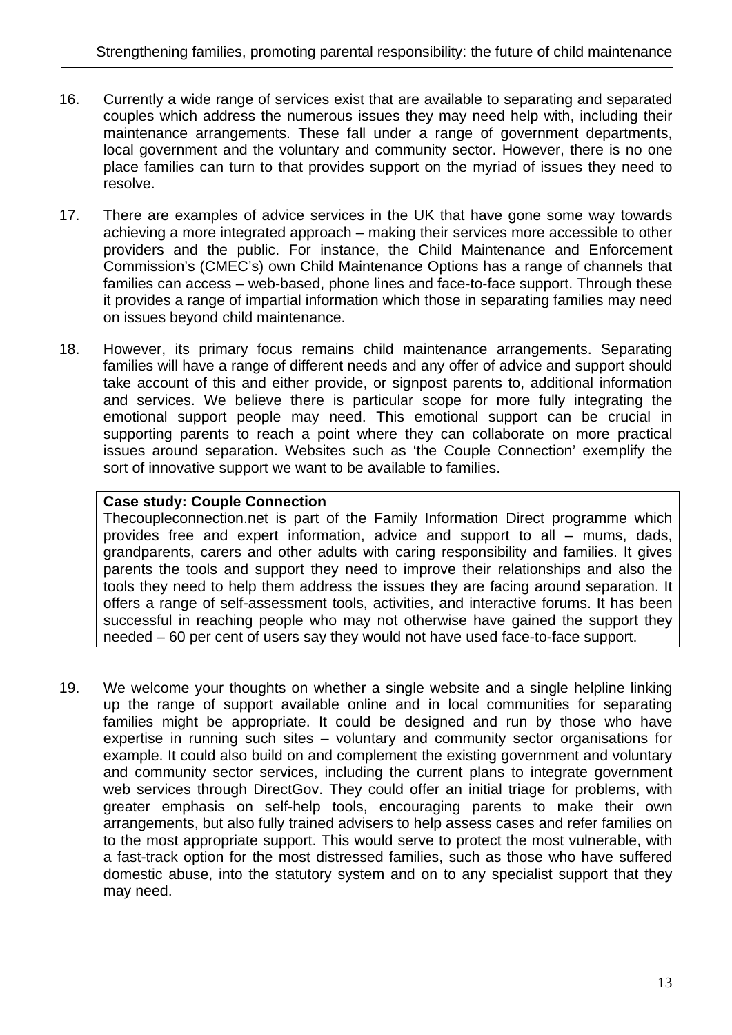16. Currently a wide range of services exist that are available to separating and separated couples which address the numerous issues they may need help with, including their maintenance arrangements. These fall under a range of government departments, local government and the voluntary and community sector. However, there is no one place families can turn to that provides support on the myriad of issues they need to resolve.

17. There are examples of advice services in the UK that have gone some way towards achieving a more integrated approach – making their services more accessible to other providers and the public. For instance, the Child Maintenance and Enforcement Commission's (CMEC's) own Child Maintenance Options has a range of channels that families can access – web-based, phone lines and face-to-face support. Through these it provides a range of impartial information which those in separating families may need on issues beyond child maintenance.

18. However, its primary focus remains child maintenance arrangements. Separating families will have a range of different needs and any offer of advice and support should take account of this and either provide, or signpost parents to, additional information and services. We believe there is particular scope for more fully integrating the emotional support people may need. This emotional support can be crucial in supporting parents to reach a point where they can collaborate on more practical issues around separation. Websites such as 'the Couple Connection' exemplify the sort of innovative support we want to be available to families.

**Case study: Couple Connection**

Thecoupleconnection.net is part of the Family Information Direct programme which provides free and expert information, advice and support to all – mums, dads, grandparents, carers and other adults with caring responsibility and families. It gives parents the tools and support they need to improve their relationships and also the tools they need to help them address the issues they are facing around separation. It offers a range of self-assessment tools, activities, and interactive forums. It has been successful in reaching people who may not otherwise have gained the support they needed – 60 per cent of users say they would not have used face-to-face support.

19. We welcome your thoughts on whether a single website and a single helpline linking up the range of support available online and in local communities for separating families might be appropriate. It could be designed and run by those who have expertise in running such sites – voluntary and community sector organisations for example. It could also build on and complement the existing government and voluntary and community sector services, including the current plans to integrate government web services through DirectGov. They could offer an initial triage for problems, with greater emphasis on self-help tools, encouraging parents to make their own arrangements, but also fully trained advisers to help assess cases and refer families on to the most appropriate support. This would serve to protect the most vulnerable, with a fast-track option for the most distressed families, such as those who have suffered domestic abuse, into the statutory system and on to any specialist support that they may need.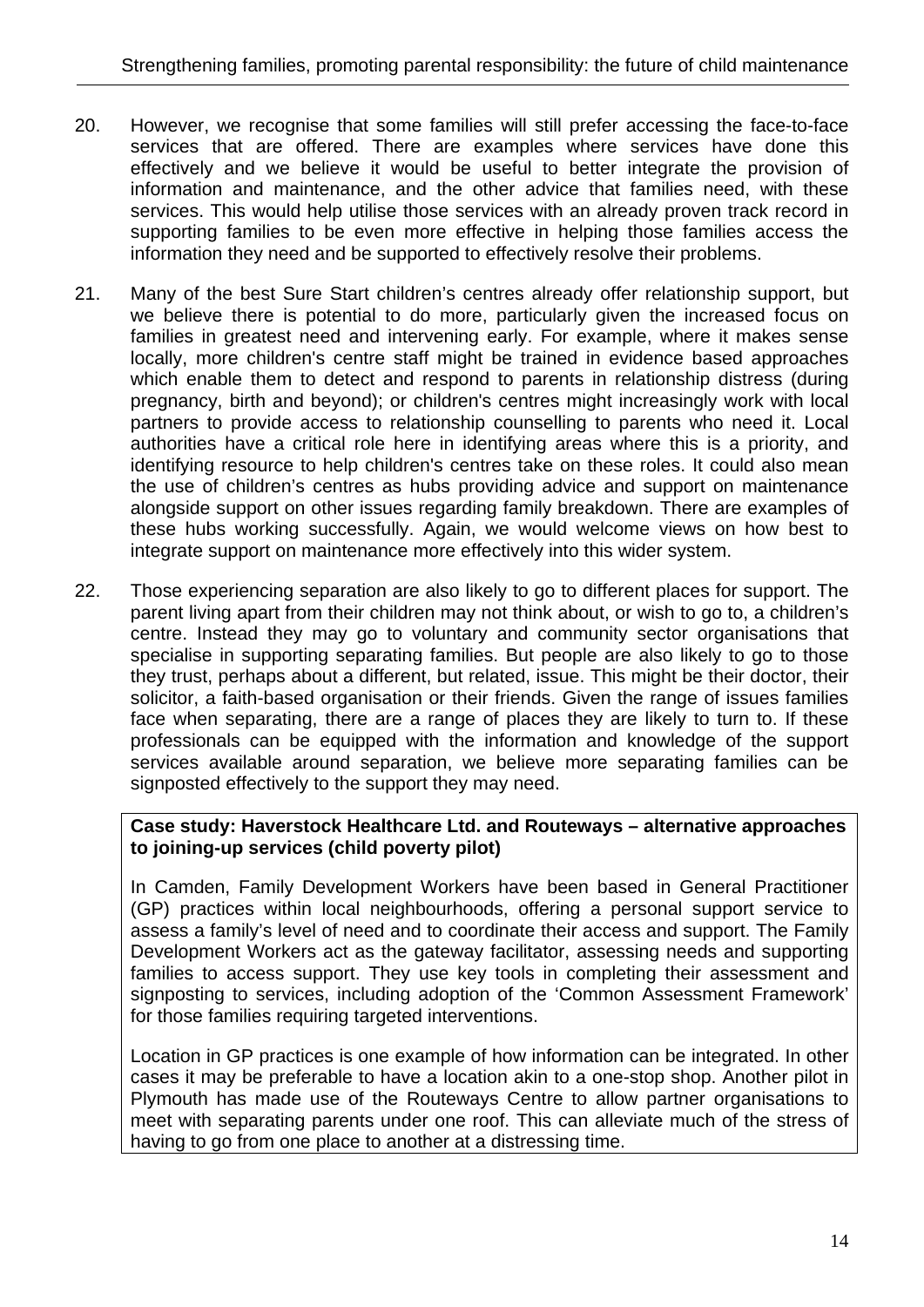20. However, we recognise that some families will still prefer accessing the face-to-face services that are offered. There are examples where services have done this effectively and we believe it would be useful to better integrate the provision of information and maintenance, and the other advice that families need, with these services. This would help utilise those services with an already proven track record in supporting families to be even more effective in helping those families access the information they need and be supported to effectively resolve their problems.

21. Many of the best Sure Start children's centres already offer relationship support, but we believe there is potential to do more, particularly given the increased focus on families in greatest need and intervening early. For example, where it makes sense locally, more children's centre staff might be trained in evidence based approaches which enable them to detect and respond to parents in relationship distress (during pregnancy, birth and beyond); or children's centres might increasingly work with local partners to provide access to relationship counselling to parents who need it. Local authorities have a critical role here in identifying areas where this is a priority, and identifying resource to help children's centres take on these roles. It could also mean the use of children's centres as hubs providing advice and support on maintenance alongside support on other issues regarding family breakdown. There are examples of these hubs working successfully. Again, we would welcome views on how best to integrate support on maintenance more effectively into this wider system.

22. Those experiencing separation are also likely to go to different places for support. The parent living apart from their children may not think about, or wish to go to, a children's centre. Instead they may go to voluntary and community sector organisations that specialise in supporting separating families. But people are also likely to go to those they trust, perhaps about a different, but related, issue. This might be their doctor, their solicitor, a faith-based organisation or their friends. Given the range of issues families face when separating, there are a range of places they are likely to turn to. If these professionals can be equipped with the information and knowledge of the support services available around separation, we believe more separating families can be signposted effectively to the support they may need.

**Case study: Haverstock Healthcare Ltd. and Routeways – alternative approaches to joining-up services (child poverty pilot)**

In Camden, Family Development Workers have been based in General Practitioner (GP) practices within local neighbourhoods, offering a personal support service to assess a family's level of need and to coordinate their access and support. The Family Development Workers act as the gateway facilitator, assessing needs and supporting families to access support. They use key tools in completing their assessment and signposting to services, including adoption of the 'Common Assessment Framework' for those families requiring targeted interventions.

Location in GP practices is one example of how information can be integrated. In other cases it may be preferable to have a location akin to a one-stop shop. Another pilot in Plymouth has made use of the Routeways Centre to allow partner organisations to meet with separating parents under one roof. This can alleviate much of the stress of having to go from one place to another at a distressing time.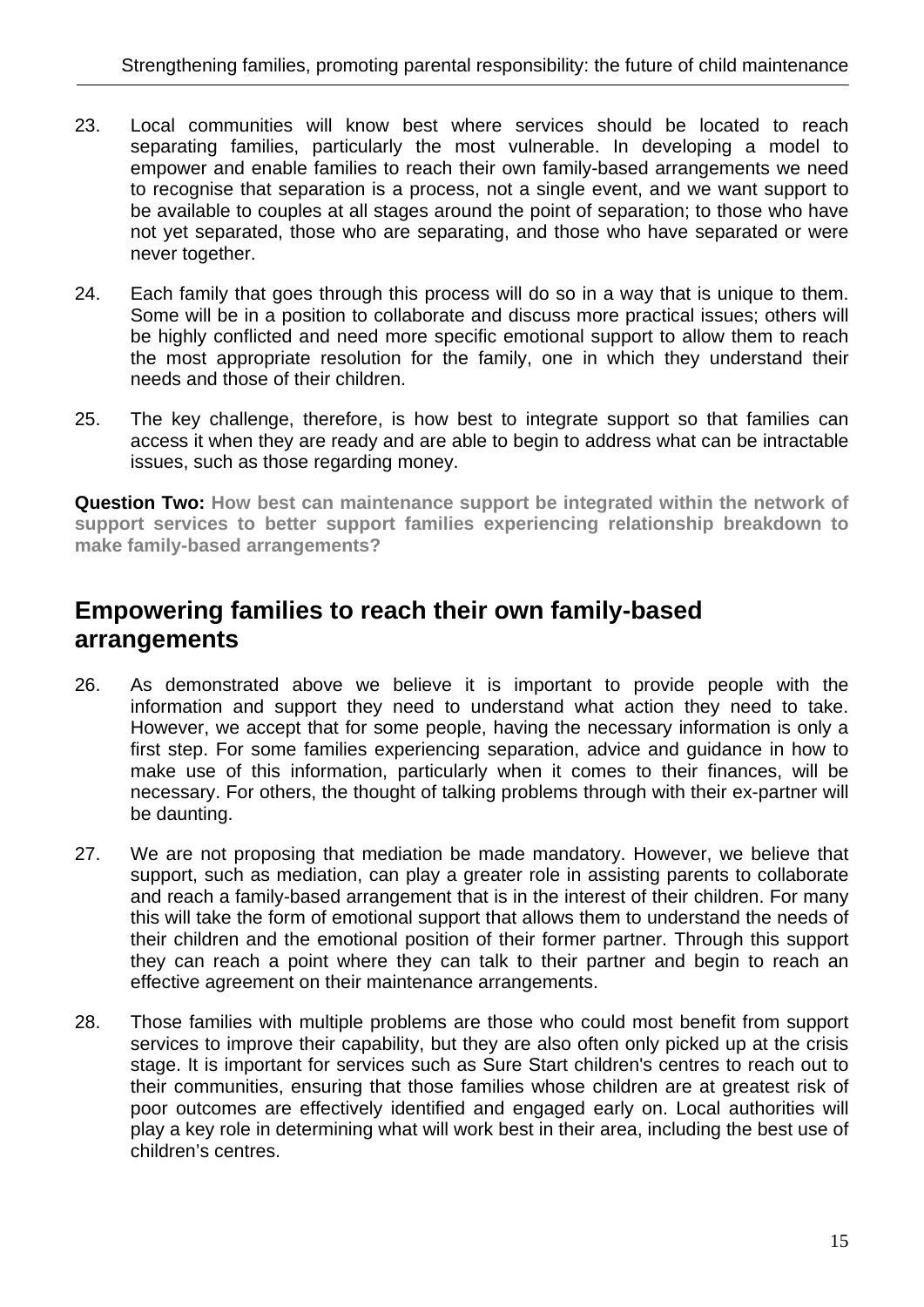23. Local communities will know best where services should be located to reach separating families, particularly the most vulnerable. In developing a model to empower and enable families to reach their own family-based arrangements we need to recognise that separation is a process, not a single event, and we want support to be available to couples at all stages around the point of separation; to those who have not yet separated, those who are separating, and those who have separated or were never together.

24. Each family that goes through this process will do so in a way that is unique to them. Some will be in a position to collaborate and discuss more practical issues; others will be highly conflicted and need more specific emotional support to allow them to reach the most appropriate resolution for the family, one in which they understand their needs and those of their children.

25. The key challenge, therefore, is how best to integrate support so that families can access it when they are ready and are able to begin to address what can be intractable issues, such as those regarding money.

**Question Two:** **How best can maintenance support be integrated within the network of support services to better support families experiencing relationship breakdown to make family-based arrangements?**

## Empowering families to reach their own family-based arrangements

26. As demonstrated above we believe it is important to provide people with the information and support they need to understand what action they need to take. However, we accept that for some people, having the necessary information is only a first step. For some families experiencing separation, advice and guidance in how to make use of this information, particularly when it comes to their finances, will be necessary. For others, the thought of talking problems through with their ex-partner will be daunting.

27. We are not proposing that mediation be made mandatory. However, we believe that support, such as mediation, can play a greater role in assisting parents to collaborate and reach a family-based arrangement that is in the interest of their children. For many this will take the form of emotional support that allows them to understand the needs of their children and the emotional position of their former partner. Through this support they can reach a point where they can talk to their partner and begin to reach an effective agreement on their maintenance arrangements.

28. Those families with multiple problems are those who could most benefit from support services to improve their capability, but they are also often only picked up at the crisis stage. It is important for services such as Sure Start children's centres to reach out to their communities, ensuring that those families whose children are at greatest risk of poor outcomes are effectively identified and engaged early on. Local authorities will play a key role in determining what will work best in their area, including the best use of children's centres.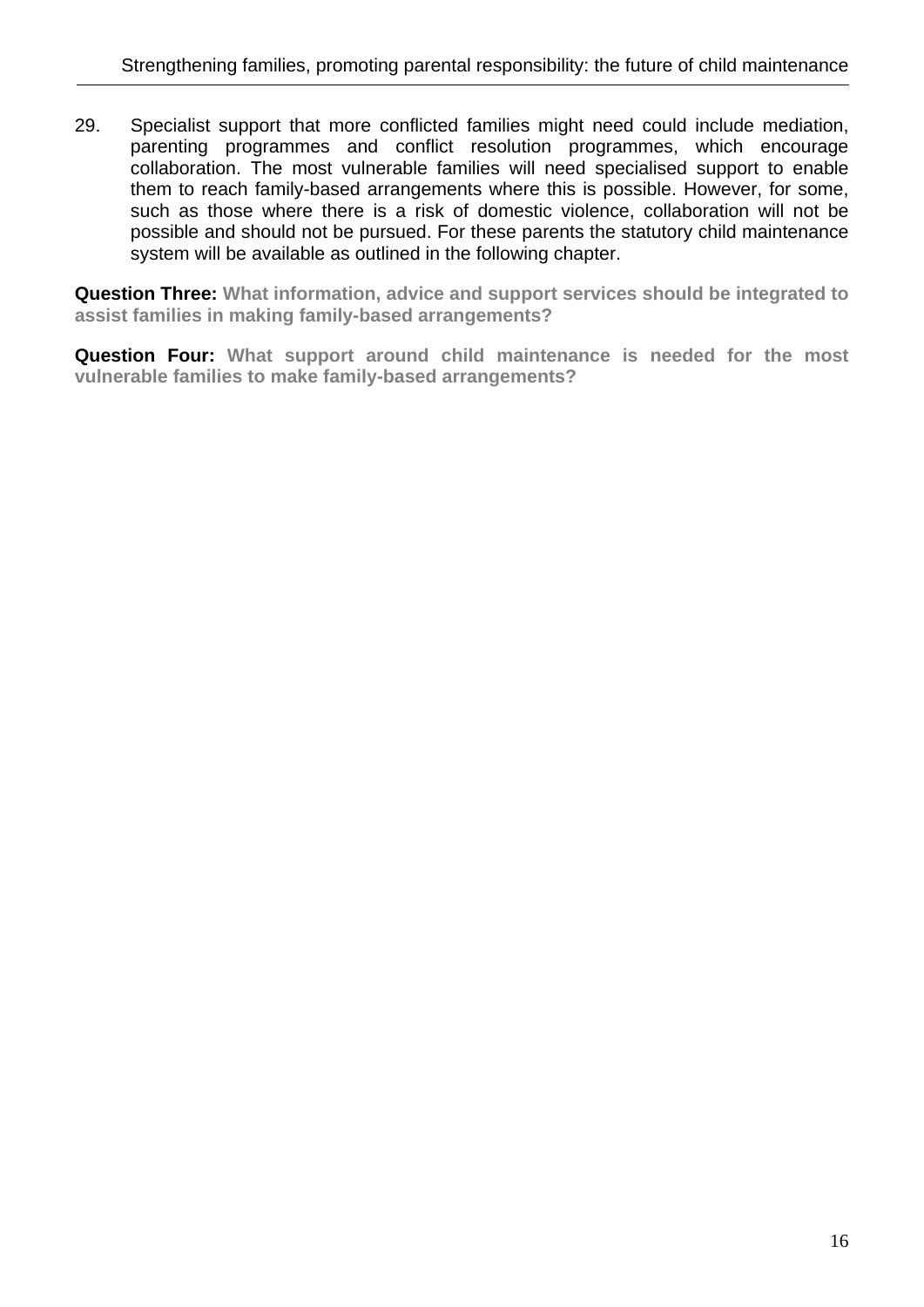29. Specialist support that more conflicted families might need could include mediation, parenting programmes and conflict resolution programmes, which encourage collaboration. The most vulnerable families will need specialised support to enable them to reach family-based arrangements where this is possible. However, for some, such as those where there is a risk of domestic violence, collaboration will not be possible and should not be pursued. For these parents the statutory child maintenance system will be available as outlined in the following chapter.

**Question Three: What information, advice and support services should be integrated to assist families in making family-based arrangements?**

**Question Four: What support around child maintenance is needed for the most vulnerable families to make family-based arrangements?**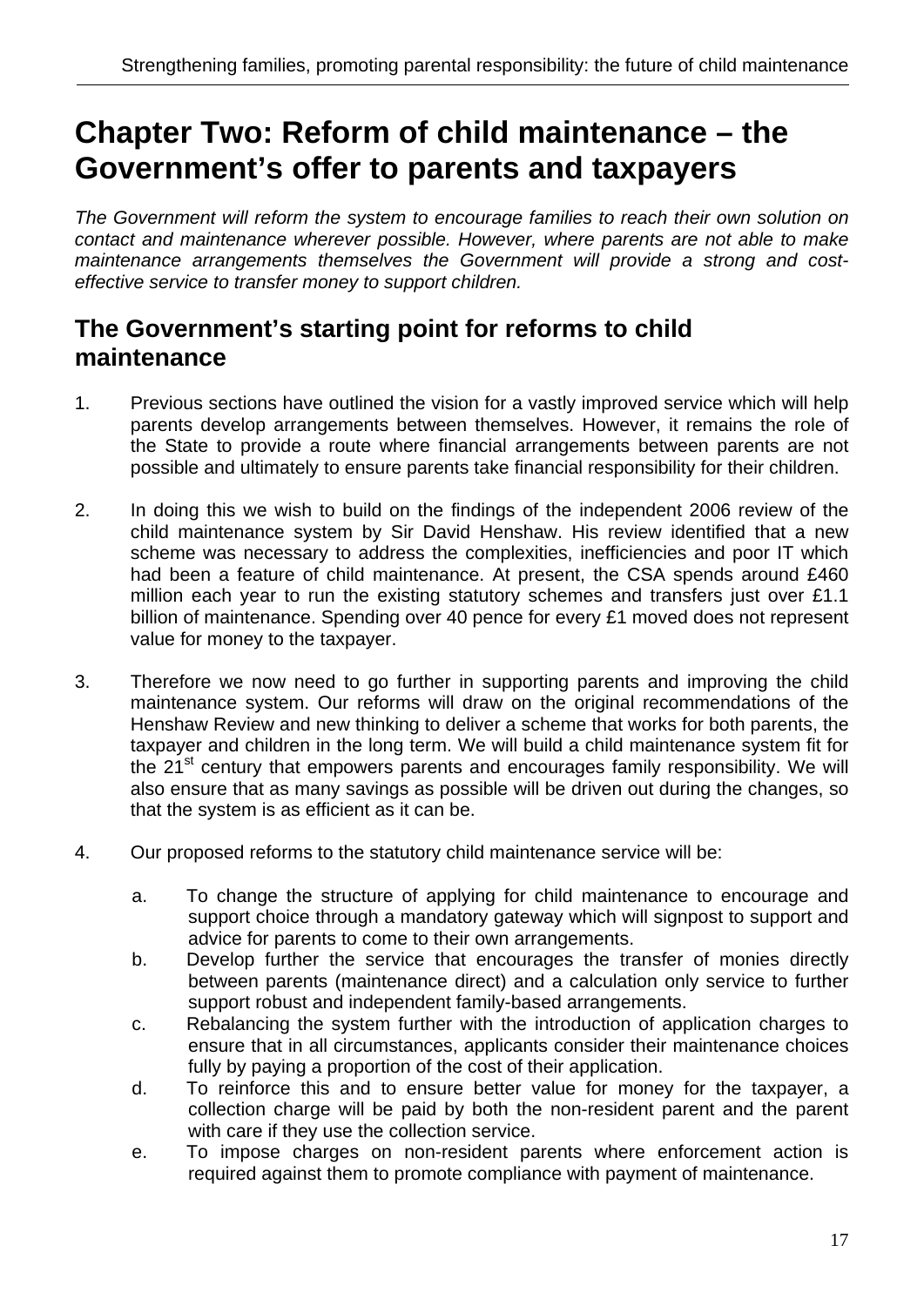# Chapter Two: Reform of child maintenance – the Government's offer to parents and taxpayers

*The Government will reform the system to encourage families to reach their own solution on contact and maintenance wherever possible. However, where parents are not able to make maintenance arrangements themselves the Government will provide a strong and cost-effective service to transfer money to support children.*

## The Government's starting point for reforms to child maintenance

1. Previous sections have outlined the vision for a vastly improved service which will help parents develop arrangements between themselves. However, it remains the role of the State to provide a route where financial arrangements between parents are not possible and ultimately to ensure parents take financial responsibility for their children.

2. In doing this we wish to build on the findings of the independent 2006 review of the child maintenance system by Sir David Henshaw. His review identified that a new scheme was necessary to address the complexities, inefficiencies and poor IT which had been a feature of child maintenance. At present, the CSA spends around £460 million each year to run the existing statutory schemes and transfers just over £1.1 billion of maintenance. Spending over 40 pence for every £1 moved does not represent value for money to the taxpayer.

3. Therefore we now need to go further in supporting parents and improving the child maintenance system. Our reforms will draw on the original recommendations of the Henshaw Review and new thinking to deliver a scheme that works for both parents, the taxpayer and children in the long term. We will build a child maintenance system fit for the 21st century that empowers parents and encourages family responsibility. We will also ensure that as many savings as possible will be driven out during the changes, so that the system is as efficient as it can be.

4. Our proposed reforms to the statutory child maintenance service will be:

   a. To change the structure of applying for child maintenance to encourage and support choice through a mandatory gateway which will signpost to support and advice for parents to come to their own arrangements.
   b. Develop further the service that encourages the transfer of monies directly between parents (maintenance direct) and a calculation only service to further support robust and independent family-based arrangements.
   c. Rebalancing the system further with the introduction of application charges to ensure that in all circumstances, applicants consider their maintenance choices fully by paying a proportion of the cost of their application.
   d. To reinforce this and to ensure better value for money for the taxpayer, a collection charge will be paid by both the non-resident parent and the parent with care if they use the collection service.
   e. To impose charges on non-resident parents where enforcement action is required against them to promote compliance with payment of maintenance.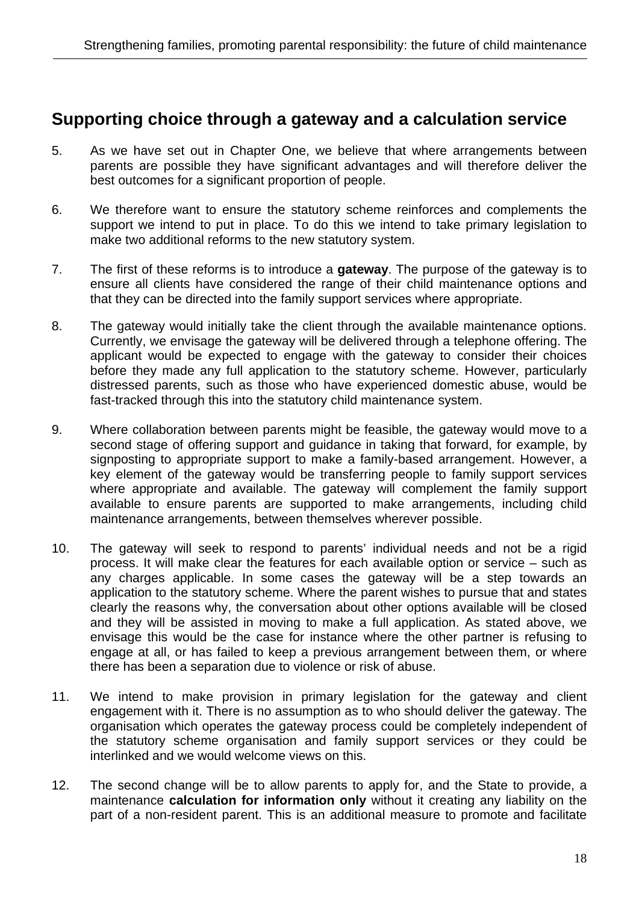## Supporting choice through a gateway and a calculation service

5. As we have set out in Chapter One, we believe that where arrangements between parents are possible they have significant advantages and will therefore deliver the best outcomes for a significant proportion of people.

6. We therefore want to ensure the statutory scheme reinforces and complements the support we intend to put in place. To do this we intend to take primary legislation to make two additional reforms to the new statutory system.

7. The first of these reforms is to introduce a **gateway**. The purpose of the gateway is to ensure all clients have considered the range of their child maintenance options and that they can be directed into the family support services where appropriate.

8. The gateway would initially take the client through the available maintenance options. Currently, we envisage the gateway will be delivered through a telephone offering. The applicant would be expected to engage with the gateway to consider their choices before they made any full application to the statutory scheme. However, particularly distressed parents, such as those who have experienced domestic abuse, would be fast-tracked through this into the statutory child maintenance system.

9. Where collaboration between parents might be feasible, the gateway would move to a second stage of offering support and guidance in taking that forward, for example, by signposting to appropriate support to make a family-based arrangement. However, a key element of the gateway would be transferring people to family support services where appropriate and available. The gateway will complement the family support available to ensure parents are supported to make arrangements, including child maintenance arrangements, between themselves wherever possible.

10. The gateway will seek to respond to parents' individual needs and not be a rigid process. It will make clear the features for each available option or service – such as any charges applicable. In some cases the gateway will be a step towards an application to the statutory scheme. Where the parent wishes to pursue that and states clearly the reasons why, the conversation about other options available will be closed and they will be assisted in moving to make a full application. As stated above, we envisage this would be the case for instance where the other partner is refusing to engage at all, or has failed to keep a previous arrangement between them, or where there has been a separation due to violence or risk of abuse.

11. We intend to make provision in primary legislation for the gateway and client engagement with it. There is no assumption as to who should deliver the gateway. The organisation which operates the gateway process could be completely independent of the statutory scheme organisation and family support services or they could be interlinked and we would welcome views on this.

12. The second change will be to allow parents to apply for, and the State to provide, a maintenance **calculation for information only** without it creating any liability on the part of a non-resident parent. This is an additional measure to promote and facilitate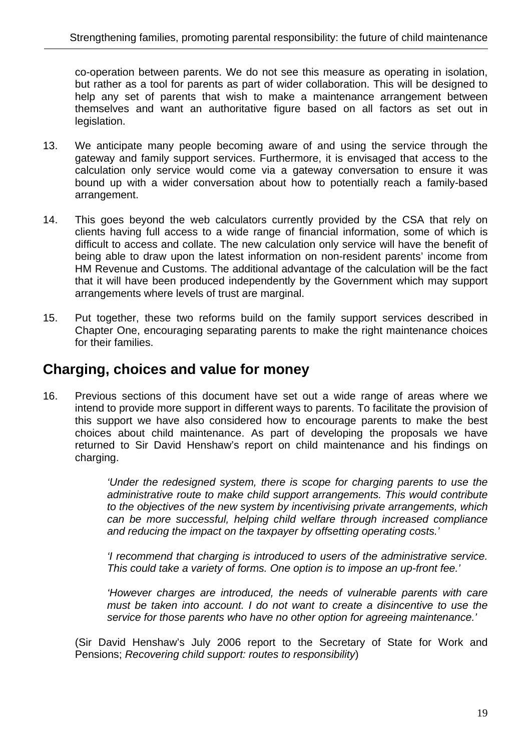co-operation between parents. We do not see this measure as operating in isolation, but rather as a tool for parents as part of wider collaboration. This will be designed to help any set of parents that wish to make a maintenance arrangement between themselves and want an authoritative figure based on all factors as set out in legislation.

13. We anticipate many people becoming aware of and using the service through the gateway and family support services. Furthermore, it is envisaged that access to the calculation only service would come via a gateway conversation to ensure it was bound up with a wider conversation about how to potentially reach a family-based arrangement.

14. This goes beyond the web calculators currently provided by the CSA that rely on clients having full access to a wide range of financial information, some of which is difficult to access and collate. The new calculation only service will have the benefit of being able to draw upon the latest information on non-resident parents' income from HM Revenue and Customs. The additional advantage of the calculation will be the fact that it will have been produced independently by the Government which may support arrangements where levels of trust are marginal.

15. Put together, these two reforms build on the family support services described in Chapter One, encouraging separating parents to make the right maintenance choices for their families.

## Charging, choices and value for money

16. Previous sections of this document have set out a wide range of areas where we intend to provide more support in different ways to parents. To facilitate the provision of this support we have also considered how to encourage parents to make the best choices about child maintenance. As part of developing the proposals we have returned to Sir David Henshaw's report on child maintenance and his findings on charging.

> *'Under the redesigned system, there is scope for charging parents to use the administrative route to make child support arrangements. This would contribute to the objectives of the new system by incentivising private arrangements, which can be more successful, helping child welfare through increased compliance and reducing the impact on the taxpayer by offsetting operating costs.'*
>
> *'I recommend that charging is introduced to users of the administrative service. This could take a variety of forms. One option is to impose an up-front fee.'*
>
> *'However charges are introduced, the needs of vulnerable parents with care must be taken into account. I do not want to create a disincentive to use the service for those parents who have no other option for agreeing maintenance.'*

(Sir David Henshaw's July 2006 report to the Secretary of State for Work and Pensions; *Recovering child support: routes to responsibility*)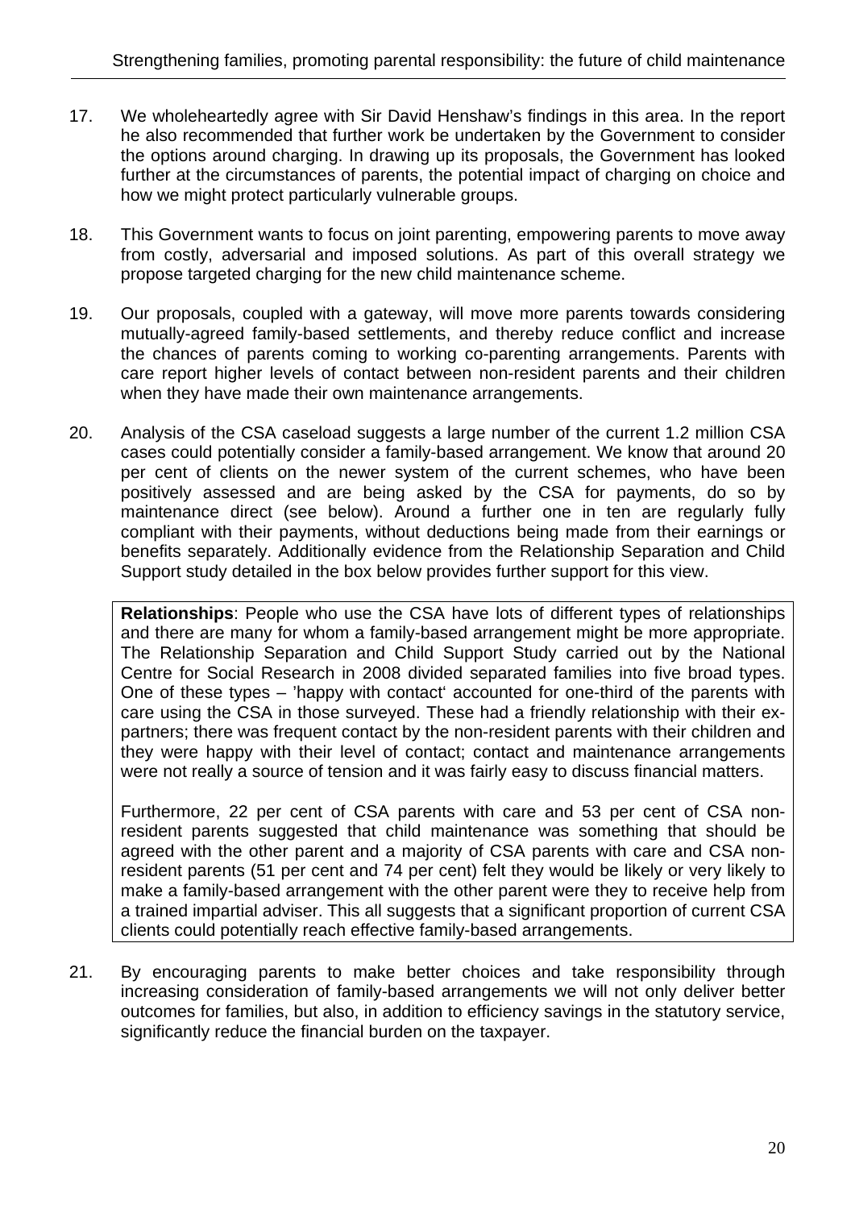17. We wholeheartedly agree with Sir David Henshaw's findings in this area. In the report he also recommended that further work be undertaken by the Government to consider the options around charging. In drawing up its proposals, the Government has looked further at the circumstances of parents, the potential impact of charging on choice and how we might protect particularly vulnerable groups.

18. This Government wants to focus on joint parenting, empowering parents to move away from costly, adversarial and imposed solutions. As part of this overall strategy we propose targeted charging for the new child maintenance scheme.

19. Our proposals, coupled with a gateway, will move more parents towards considering mutually-agreed family-based settlements, and thereby reduce conflict and increase the chances of parents coming to working co-parenting arrangements. Parents with care report higher levels of contact between non-resident parents and their children when they have made their own maintenance arrangements.

20. Analysis of the CSA caseload suggests a large number of the current 1.2 million CSA cases could potentially consider a family-based arrangement. We know that around 20 per cent of clients on the newer system of the current schemes, who have been positively assessed and are being asked by the CSA for payments, do so by maintenance direct (see below). Around a further one in ten are regularly fully compliant with their payments, without deductions being made from their earnings or benefits separately. Additionally evidence from the Relationship Separation and Child Support study detailed in the box below provides further support for this view.

> **Relationships**: People who use the CSA have lots of different types of relationships and there are many for whom a family-based arrangement might be more appropriate. The Relationship Separation and Child Support Study carried out by the National Centre for Social Research in 2008 divided separated families into five broad types. One of these types – 'happy with contact' accounted for one-third of the parents with care using the CSA in those surveyed. These had a friendly relationship with their ex-partners; there was frequent contact by the non-resident parents with their children and they were happy with their level of contact; contact and maintenance arrangements were not really a source of tension and it was fairly easy to discuss financial matters.
>
> Furthermore, 22 per cent of CSA parents with care and 53 per cent of CSA non-resident parents suggested that child maintenance was something that should be agreed with the other parent and a majority of CSA parents with care and CSA non-resident parents (51 per cent and 74 per cent) felt they would be likely or very likely to make a family-based arrangement with the other parent were they to receive help from a trained impartial adviser. This all suggests that a significant proportion of current CSA clients could potentially reach effective family-based arrangements.

21. By encouraging parents to make better choices and take responsibility through increasing consideration of family-based arrangements we will not only deliver better outcomes for families, but also, in addition to efficiency savings in the statutory service, significantly reduce the financial burden on the taxpayer.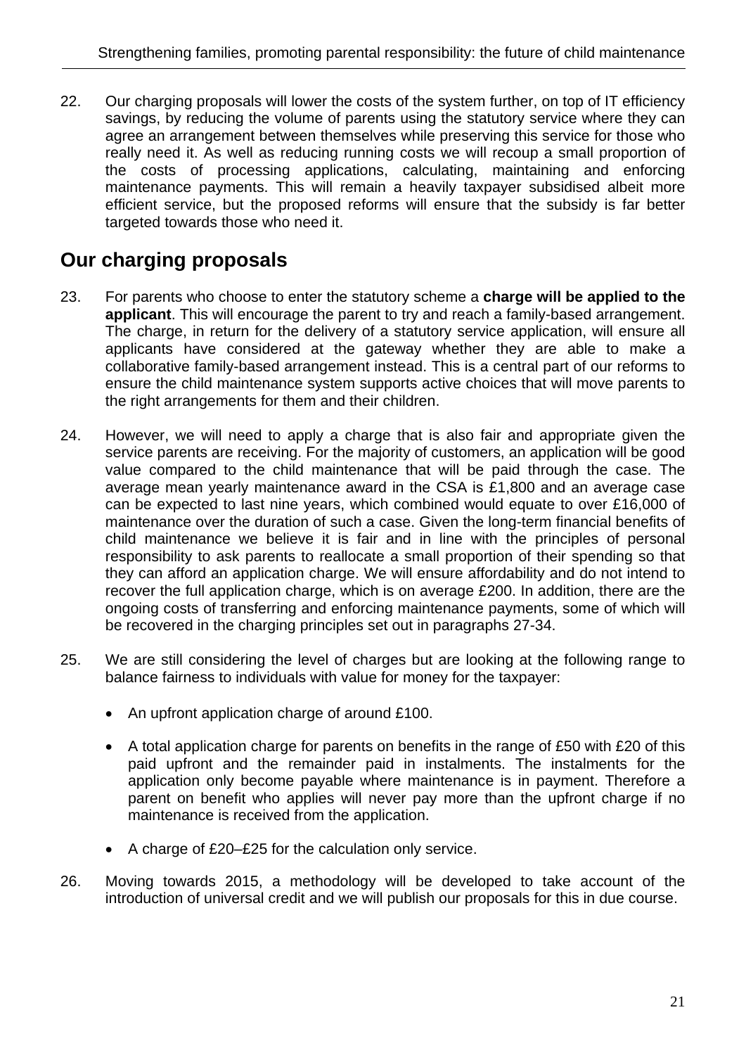22. Our charging proposals will lower the costs of the system further, on top of IT efficiency savings, by reducing the volume of parents using the statutory service where they can agree an arrangement between themselves while preserving this service for those who really need it. As well as reducing running costs we will recoup a small proportion of the costs of processing applications, calculating, maintaining and enforcing maintenance payments. This will remain a heavily taxpayer subsidised albeit more efficient service, but the proposed reforms will ensure that the subsidy is far better targeted towards those who need it.

## Our charging proposals

23. For parents who choose to enter the statutory scheme a **charge will be applied to the applicant**. This will encourage the parent to try and reach a family-based arrangement. The charge, in return for the delivery of a statutory service application, will ensure all applicants have considered at the gateway whether they are able to make a collaborative family-based arrangement instead. This is a central part of our reforms to ensure the child maintenance system supports active choices that will move parents to the right arrangements for them and their children.

24. However, we will need to apply a charge that is also fair and appropriate given the service parents are receiving. For the majority of customers, an application will be good value compared to the child maintenance that will be paid through the case. The average mean yearly maintenance award in the CSA is £1,800 and an average case can be expected to last nine years, which combined would equate to over £16,000 of maintenance over the duration of such a case. Given the long-term financial benefits of child maintenance we believe it is fair and in line with the principles of personal responsibility to ask parents to reallocate a small proportion of their spending so that they can afford an application charge. We will ensure affordability and do not intend to recover the full application charge, which is on average £200. In addition, there are the ongoing costs of transferring and enforcing maintenance payments, some of which will be recovered in the charging principles set out in paragraphs 27-34.

25. We are still considering the level of charges but are looking at the following range to balance fairness to individuals with value for money for the taxpayer:

    - An upfront application charge of around £100.
    - A total application charge for parents on benefits in the range of £50 with £20 of this paid upfront and the remainder paid in instalments. The instalments for the application only become payable where maintenance is in payment. Therefore a parent on benefit who applies will never pay more than the upfront charge if no maintenance is received from the application.
    - A charge of £20–£25 for the calculation only service.

26. Moving towards 2015, a methodology will be developed to take account of the introduction of universal credit and we will publish our proposals for this in due course.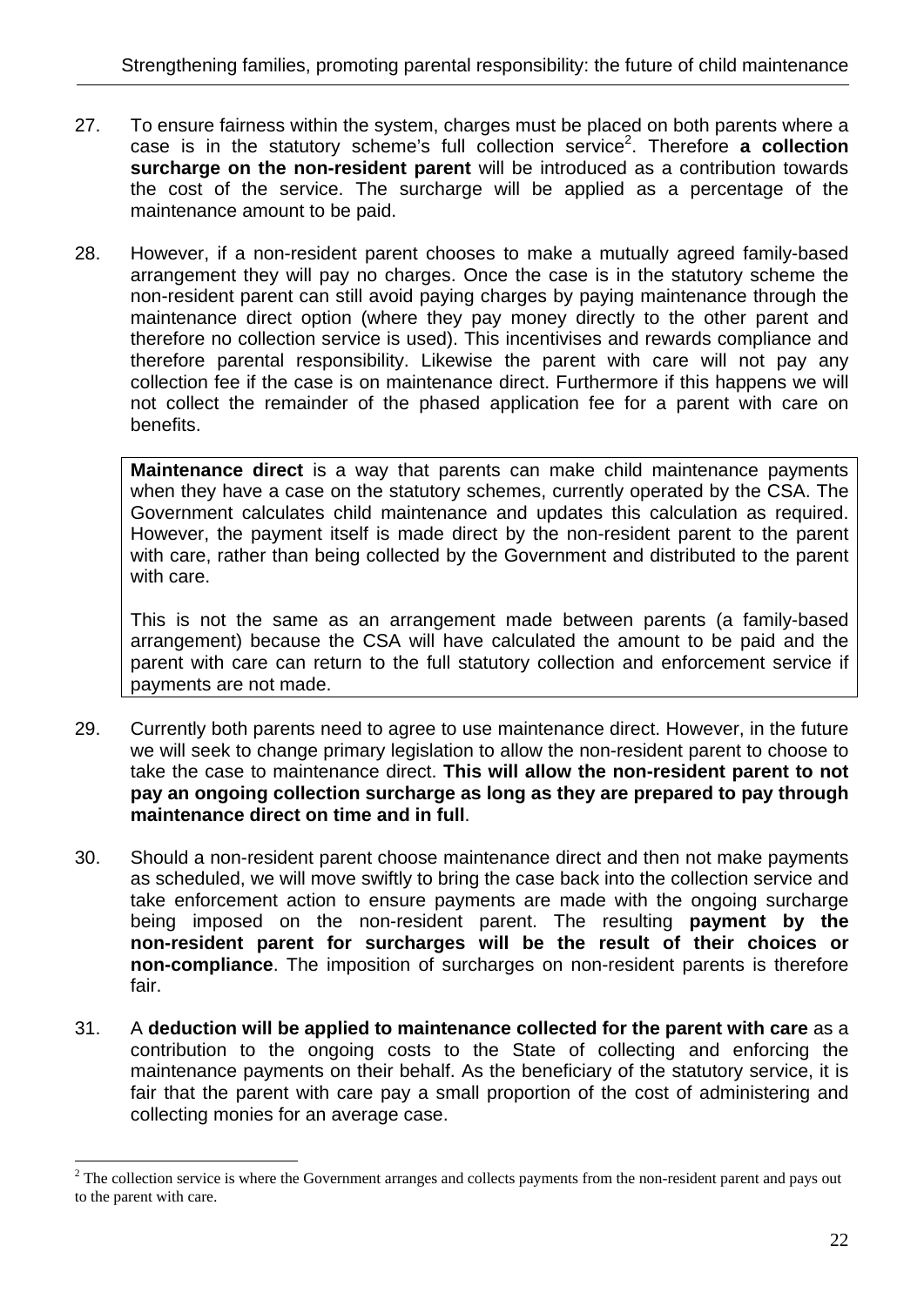27. To ensure fairness within the system, charges must be placed on both parents where a case is in the statutory scheme's full collection service[2]. Therefore **a collection surcharge on the non-resident parent** will be introduced as a contribution towards the cost of the service. The surcharge will be applied as a percentage of the maintenance amount to be paid.

28. However, if a non-resident parent chooses to make a mutually agreed family-based arrangement they will pay no charges. Once the case is in the statutory scheme the non-resident parent can still avoid paying charges by paying maintenance through the maintenance direct option (where they pay money directly to the other parent and therefore no collection service is used). This incentivises and rewards compliance and therefore parental responsibility. Likewise the parent with care will not pay any collection fee if the case is on maintenance direct. Furthermore if this happens we will not collect the remainder of the phased application fee for a parent with care on benefits.

> **Maintenance direct** is a way that parents can make child maintenance payments when they have a case on the statutory schemes, currently operated by the CSA. The Government calculates child maintenance and updates this calculation as required. However, the payment itself is made direct by the non-resident parent to the parent with care, rather than being collected by the Government and distributed to the parent with care.
>
> This is not the same as an arrangement made between parents (a family-based arrangement) because the CSA will have calculated the amount to be paid and the parent with care can return to the full statutory collection and enforcement service if payments are not made.

29. Currently both parents need to agree to use maintenance direct. However, in the future we will seek to change primary legislation to allow the non-resident parent to choose to take the case to maintenance direct. **This will allow the non-resident parent to not pay an ongoing collection surcharge as long as they are prepared to pay through maintenance direct on time and in full**.

30. Should a non-resident parent choose maintenance direct and then not make payments as scheduled, we will move swiftly to bring the case back into the collection service and take enforcement action to ensure payments are made with the ongoing surcharge being imposed on the non-resident parent. The resulting **payment by the non-resident parent for surcharges will be the result of their choices or non-compliance**. The imposition of surcharges on non-resident parents is therefore fair.

31. A **deduction will be applied to maintenance collected for the parent with care** as a contribution to the ongoing costs to the State of collecting and enforcing the maintenance payments on their behalf. As the beneficiary of the statutory service, it is fair that the parent with care pay a small proportion of the cost of administering and collecting monies for an average case.

[2] The collection service is where the Government arranges and collects payments from the non-resident parent and pays out to the parent with care.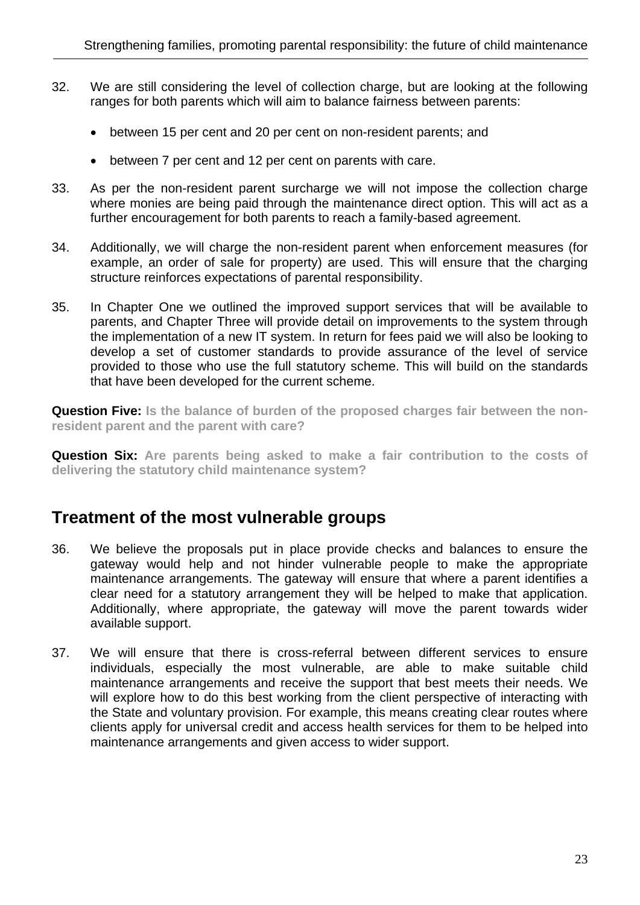32. We are still considering the level of collection charge, but are looking at the following ranges for both parents which will aim to balance fairness between parents:

    - between 15 per cent and 20 per cent on non-resident parents; and
    - between 7 per cent and 12 per cent on parents with care.

33. As per the non-resident parent surcharge we will not impose the collection charge where monies are being paid through the maintenance direct option. This will act as a further encouragement for both parents to reach a family-based agreement.

34. Additionally, we will charge the non-resident parent when enforcement measures (for example, an order of sale for property) are used. This will ensure that the charging structure reinforces expectations of parental responsibility.

35. In Chapter One we outlined the improved support services that will be available to parents, and Chapter Three will provide detail on improvements to the system through the implementation of a new IT system. In return for fees paid we will also be looking to develop a set of customer standards to provide assurance of the level of service provided to those who use the full statutory scheme. This will build on the standards that have been developed for the current scheme.

**Question Five:** **Is the balance of burden of the proposed charges fair between the non-resident parent and the parent with care?**

**Question Six:** **Are parents being asked to make a fair contribution to the costs of delivering the statutory child maintenance system?**

## Treatment of the most vulnerable groups

36. We believe the proposals put in place provide checks and balances to ensure the gateway would help and not hinder vulnerable people to make the appropriate maintenance arrangements. The gateway will ensure that where a parent identifies a clear need for a statutory arrangement they will be helped to make that application. Additionally, where appropriate, the gateway will move the parent towards wider available support.

37. We will ensure that there is cross-referral between different services to ensure individuals, especially the most vulnerable, are able to make suitable child maintenance arrangements and receive the support that best meets their needs. We will explore how to do this best working from the client perspective of interacting with the State and voluntary provision. For example, this means creating clear routes where clients apply for universal credit and access health services for them to be helped into maintenance arrangements and given access to wider support.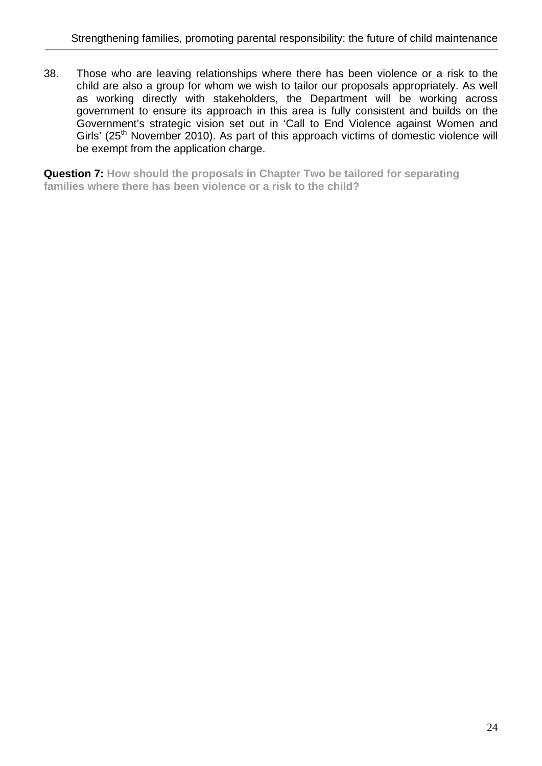38. Those who are leaving relationships where there has been violence or a risk to the child are also a group for whom we wish to tailor our proposals appropriately. As well as working directly with stakeholders, the Department will be working across government to ensure its approach in this area is fully consistent and builds on the Government's strategic vision set out in 'Call to End Violence against Women and Girls' (25th November 2010). As part of this approach victims of domestic violence will be exempt from the application charge.

**Question 7: How should the proposals in Chapter Two be tailored for separating families where there has been violence or a risk to the child?**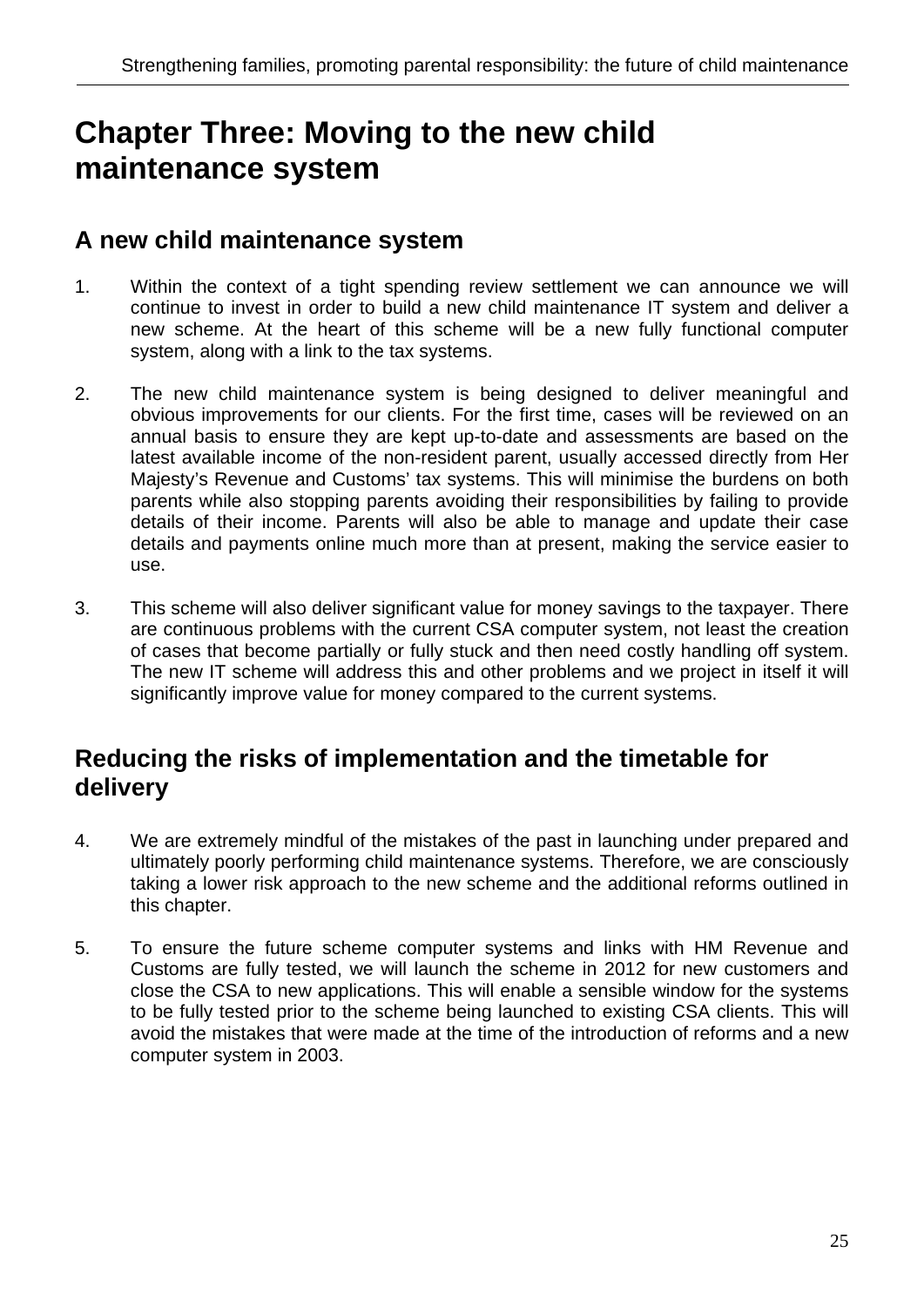# Chapter Three: Moving to the new child maintenance system

## A new child maintenance system

1. Within the context of a tight spending review settlement we can announce we will continue to invest in order to build a new child maintenance IT system and deliver a new scheme. At the heart of this scheme will be a new fully functional computer system, along with a link to the tax systems.

2. The new child maintenance system is being designed to deliver meaningful and obvious improvements for our clients. For the first time, cases will be reviewed on an annual basis to ensure they are kept up-to-date and assessments are based on the latest available income of the non-resident parent, usually accessed directly from Her Majesty's Revenue and Customs' tax systems. This will minimise the burdens on both parents while also stopping parents avoiding their responsibilities by failing to provide details of their income. Parents will also be able to manage and update their case details and payments online much more than at present, making the service easier to use.

3. This scheme will also deliver significant value for money savings to the taxpayer. There are continuous problems with the current CSA computer system, not least the creation of cases that become partially or fully stuck and then need costly handling off system. The new IT scheme will address this and other problems and we project in itself it will significantly improve value for money compared to the current systems.

## Reducing the risks of implementation and the timetable for delivery

4. We are extremely mindful of the mistakes of the past in launching under prepared and ultimately poorly performing child maintenance systems. Therefore, we are consciously taking a lower risk approach to the new scheme and the additional reforms outlined in this chapter.

5. To ensure the future scheme computer systems and links with HM Revenue and Customs are fully tested, we will launch the scheme in 2012 for new customers and close the CSA to new applications. This will enable a sensible window for the systems to be fully tested prior to the scheme being launched to existing CSA clients. This will avoid the mistakes that were made at the time of the introduction of reforms and a new computer system in 2003.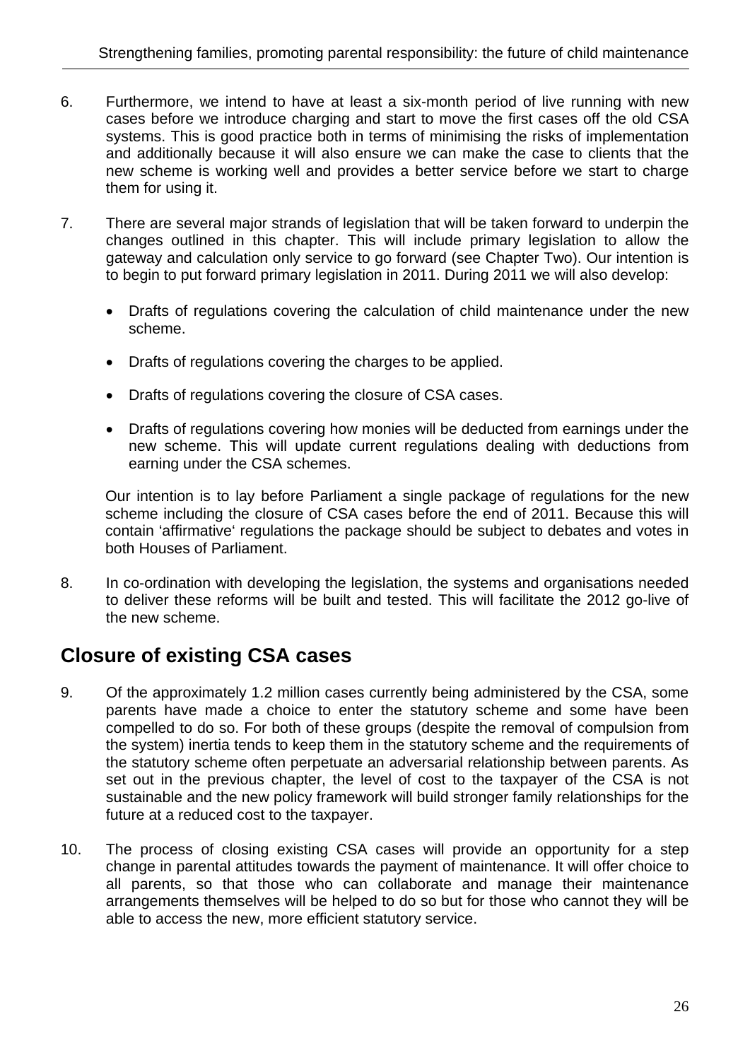6. Furthermore, we intend to have at least a six-month period of live running with new cases before we introduce charging and start to move the first cases off the old CSA systems. This is good practice both in terms of minimising the risks of implementation and additionally because it will also ensure we can make the case to clients that the new scheme is working well and provides a better service before we start to charge them for using it.

7. There are several major strands of legislation that will be taken forward to underpin the changes outlined in this chapter. This will include primary legislation to allow the gateway and calculation only service to go forward (see Chapter Two). Our intention is to begin to put forward primary legislation in 2011. During 2011 we will also develop:

   - Drafts of regulations covering the calculation of child maintenance under the new scheme.
   - Drafts of regulations covering the charges to be applied.
   - Drafts of regulations covering the closure of CSA cases.
   - Drafts of regulations covering how monies will be deducted from earnings under the new scheme. This will update current regulations dealing with deductions from earning under the CSA schemes.

   Our intention is to lay before Parliament a single package of regulations for the new scheme including the closure of CSA cases before the end of 2011. Because this will contain 'affirmative' regulations the package should be subject to debates and votes in both Houses of Parliament.

8. In co-ordination with developing the legislation, the systems and organisations needed to deliver these reforms will be built and tested. This will facilitate the 2012 go-live of the new scheme.

## Closure of existing CSA cases

9. Of the approximately 1.2 million cases currently being administered by the CSA, some parents have made a choice to enter the statutory scheme and some have been compelled to do so. For both of these groups (despite the removal of compulsion from the system) inertia tends to keep them in the statutory scheme and the requirements of the statutory scheme often perpetuate an adversarial relationship between parents. As set out in the previous chapter, the level of cost to the taxpayer of the CSA is not sustainable and the new policy framework will build stronger family relationships for the future at a reduced cost to the taxpayer.

10. The process of closing existing CSA cases will provide an opportunity for a step change in parental attitudes towards the payment of maintenance. It will offer choice to all parents, so that those who can collaborate and manage their maintenance arrangements themselves will be helped to do so but for those who cannot they will be able to access the new, more efficient statutory service.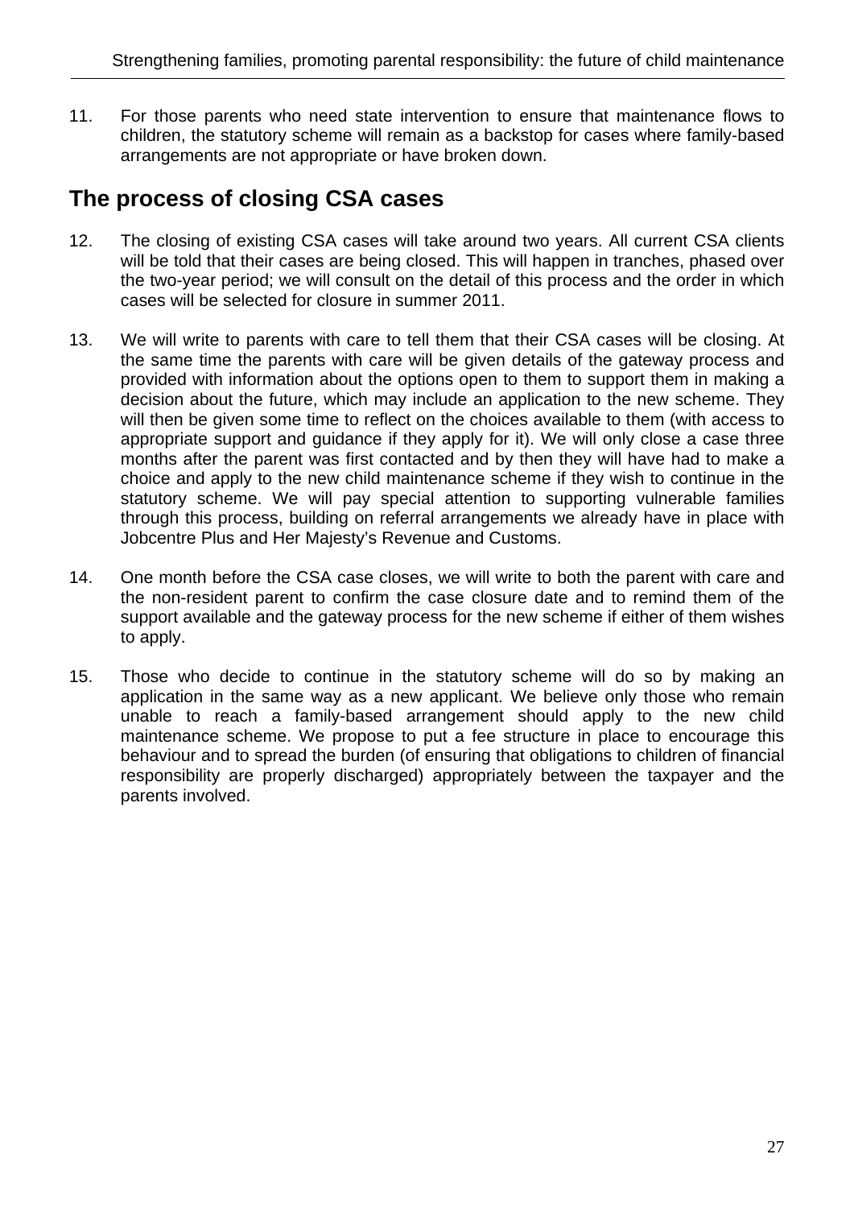11. For those parents who need state intervention to ensure that maintenance flows to children, the statutory scheme will remain as a backstop for cases where family-based arrangements are not appropriate or have broken down.

## The process of closing CSA cases

12. The closing of existing CSA cases will take around two years. All current CSA clients will be told that their cases are being closed. This will happen in tranches, phased over the two-year period; we will consult on the detail of this process and the order in which cases will be selected for closure in summer 2011.

13. We will write to parents with care to tell them that their CSA cases will be closing. At the same time the parents with care will be given details of the gateway process and provided with information about the options open to them to support them in making a decision about the future, which may include an application to the new scheme. They will then be given some time to reflect on the choices available to them (with access to appropriate support and guidance if they apply for it). We will only close a case three months after the parent was first contacted and by then they will have had to make a choice and apply to the new child maintenance scheme if they wish to continue in the statutory scheme. We will pay special attention to supporting vulnerable families through this process, building on referral arrangements we already have in place with Jobcentre Plus and Her Majesty's Revenue and Customs.

14. One month before the CSA case closes, we will write to both the parent with care and the non-resident parent to confirm the case closure date and to remind them of the support available and the gateway process for the new scheme if either of them wishes to apply.

15. Those who decide to continue in the statutory scheme will do so by making an application in the same way as a new applicant. We believe only those who remain unable to reach a family-based arrangement should apply to the new child maintenance scheme. We propose to put a fee structure in place to encourage this behaviour and to spread the burden (of ensuring that obligations to children of financial responsibility are properly discharged) appropriately between the taxpayer and the parents involved.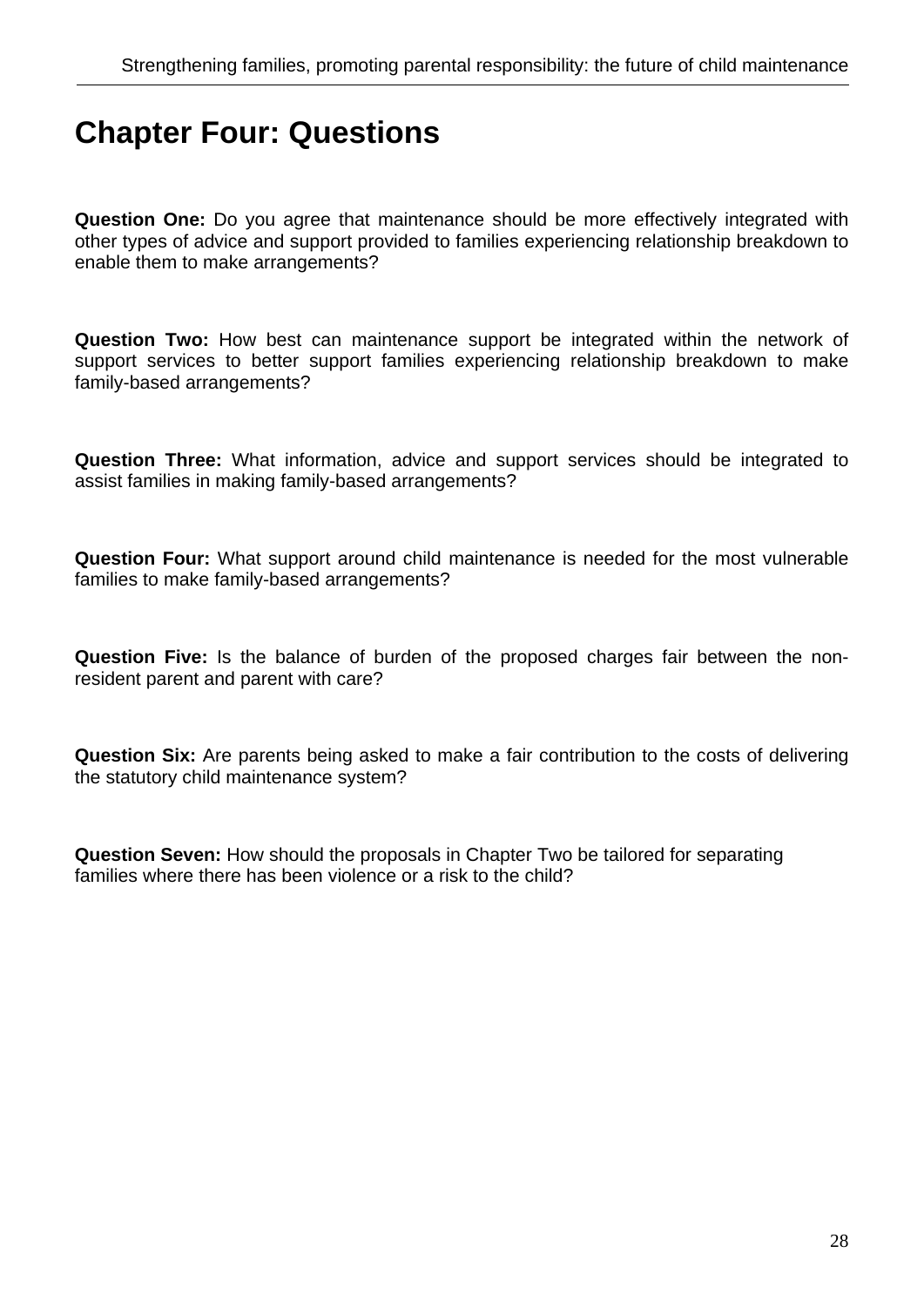# Chapter Four: Questions

**Question One:** Do you agree that maintenance should be more effectively integrated with other types of advice and support provided to families experiencing relationship breakdown to enable them to make arrangements?

**Question Two:** How best can maintenance support be integrated within the network of support services to better support families experiencing relationship breakdown to make family-based arrangements?

**Question Three:** What information, advice and support services should be integrated to assist families in making family-based arrangements?

**Question Four:** What support around child maintenance is needed for the most vulnerable families to make family-based arrangements?

**Question Five:** Is the balance of burden of the proposed charges fair between the non-resident parent and parent with care?

**Question Six:** Are parents being asked to make a fair contribution to the costs of delivering the statutory child maintenance system?

**Question Seven:** How should the proposals in Chapter Two be tailored for separating families where there has been violence or a risk to the child?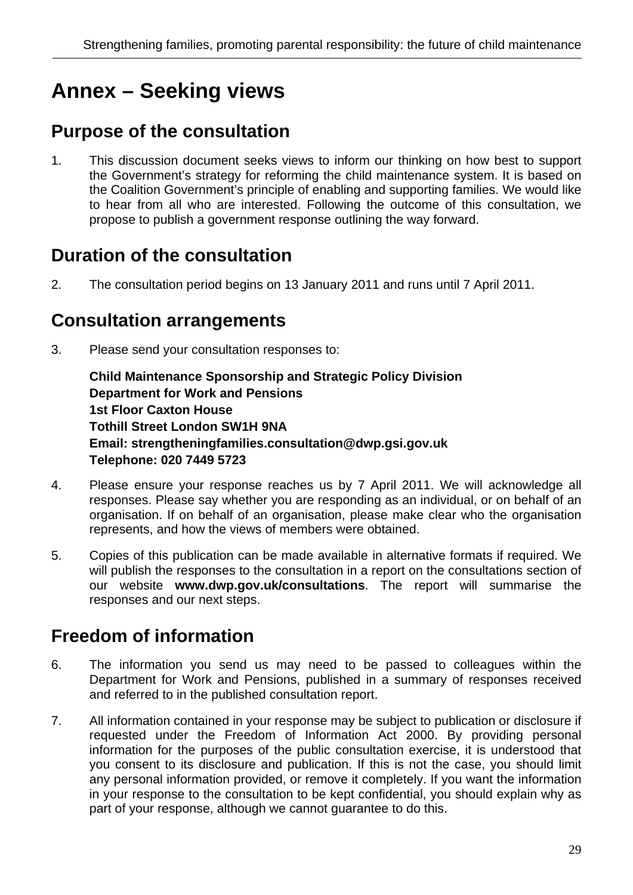# Annex – Seeking views

## Purpose of the consultation

1. This discussion document seeks views to inform our thinking on how best to support the Government's strategy for reforming the child maintenance system. It is based on the Coalition Government's principle of enabling and supporting families. We would like to hear from all who are interested. Following the outcome of this consultation, we propose to publish a government response outlining the way forward.

## Duration of the consultation

2. The consultation period begins on 13 January 2011 and runs until 7 April 2011.

## Consultation arrangements

3. Please send your consultation responses to:

   **Child Maintenance Sponsorship and Strategic Policy Division**
   **Department for Work and Pensions**
   **1st Floor Caxton House**
   **Tothill Street London SW1H 9NA**
   **Email: strengtheningfamilies.consultation@dwp.gsi.gov.uk**
   **Telephone: 020 7449 5723**

4. Please ensure your response reaches us by 7 April 2011. We will acknowledge all responses. Please say whether you are responding as an individual, or on behalf of an organisation. If on behalf of an organisation, please make clear who the organisation represents, and how the views of members were obtained.

5. Copies of this publication can be made available in alternative formats if required. We will publish the responses to the consultation in a report on the consultations section of our website **www.dwp.gov.uk/consultations**. The report will summarise the responses and our next steps.

## Freedom of information

6. The information you send us may need to be passed to colleagues within the Department for Work and Pensions, published in a summary of responses received and referred to in the published consultation report.

7. All information contained in your response may be subject to publication or disclosure if requested under the Freedom of Information Act 2000. By providing personal information for the purposes of the public consultation exercise, it is understood that you consent to its disclosure and publication. If this is not the case, you should limit any personal information provided, or remove it completely. If you want the information in your response to the consultation to be kept confidential, you should explain why as part of your response, although we cannot guarantee to do this.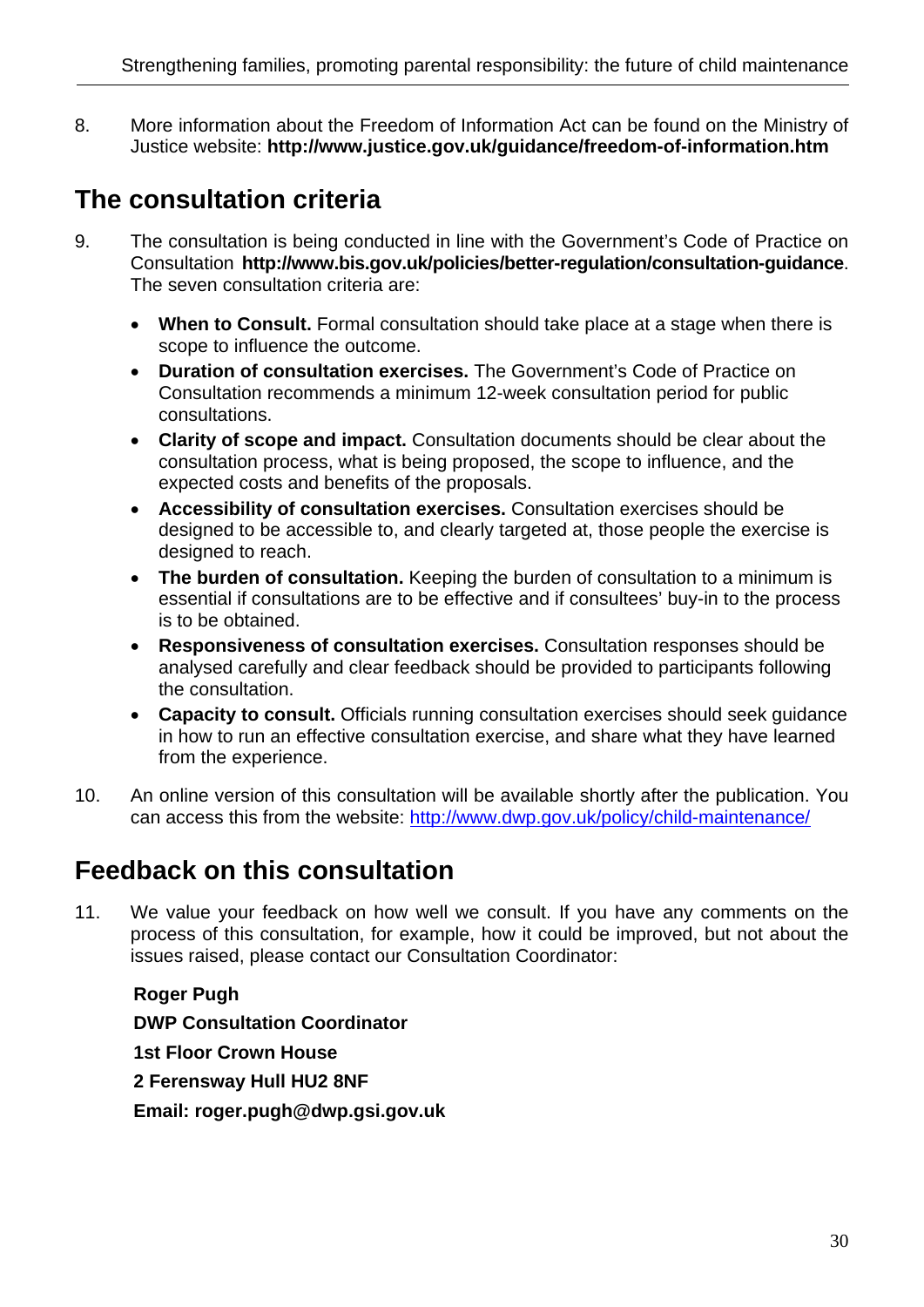8. More information about the Freedom of Information Act can be found on the Ministry of Justice website: **http://www.justice.gov.uk/guidance/freedom-of-information.htm**

## The consultation criteria

9. The consultation is being conducted in line with the Government's Code of Practice on Consultation **http://www.bis.gov.uk/policies/better-regulation/consultation-guidance**. The seven consultation criteria are:

   - **When to Consult.** Formal consultation should take place at a stage when there is scope to influence the outcome.
   - **Duration of consultation exercises.** The Government's Code of Practice on Consultation recommends a minimum 12-week consultation period for public consultations.
   - **Clarity of scope and impact.** Consultation documents should be clear about the consultation process, what is being proposed, the scope to influence, and the expected costs and benefits of the proposals.
   - **Accessibility of consultation exercises.** Consultation exercises should be designed to be accessible to, and clearly targeted at, those people the exercise is designed to reach.
   - **The burden of consultation.** Keeping the burden of consultation to a minimum is essential if consultations are to be effective and if consultees' buy-in to the process is to be obtained.
   - **Responsiveness of consultation exercises.** Consultation responses should be analysed carefully and clear feedback should be provided to participants following the consultation.
   - **Capacity to consult.** Officials running consultation exercises should seek guidance in how to run an effective consultation exercise, and share what they have learned from the experience.

10. An online version of this consultation will be available shortly after the publication. You can access this from the website: http://www.dwp.gov.uk/policy/child-maintenance/

## Feedback on this consultation

11. We value your feedback on how well we consult. If you have any comments on the process of this consultation, for example, how it could be improved, but not about the issues raised, please contact our Consultation Coordinator:

    **Roger Pugh**
    **DWP Consultation Coordinator**
    **1st Floor Crown House**
    **2 Ferensway Hull HU2 8NF**
    **Email: roger.pugh@dwp.gsi.gov.uk**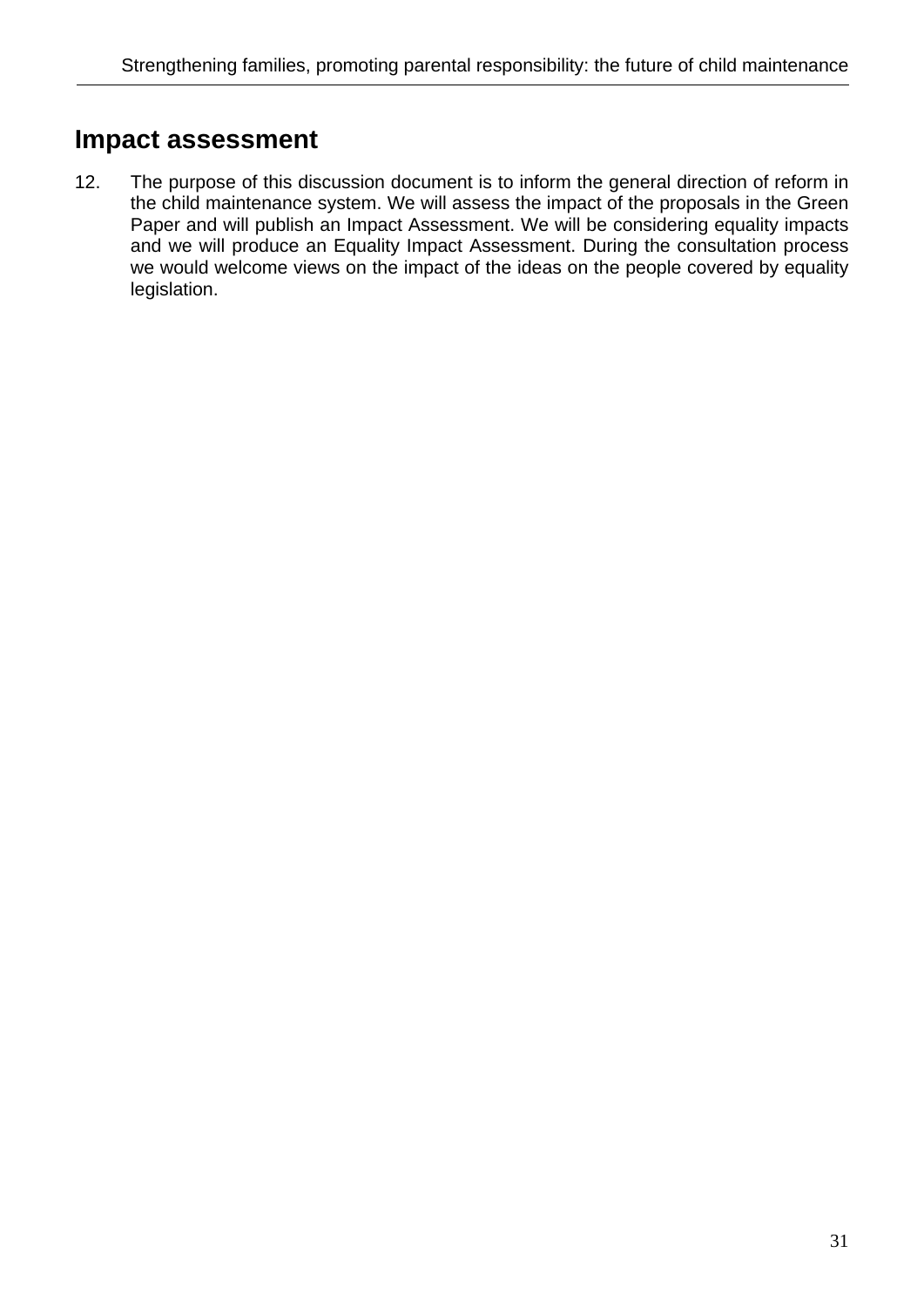## Impact assessment

12. The purpose of this discussion document is to inform the general direction of reform in the child maintenance system. We will assess the impact of the proposals in the Green Paper and will publish an Impact Assessment. We will be considering equality impacts and we will produce an Equality Impact Assessment. During the consultation process we would welcome views on the impact of the ideas on the people covered by equality legislation.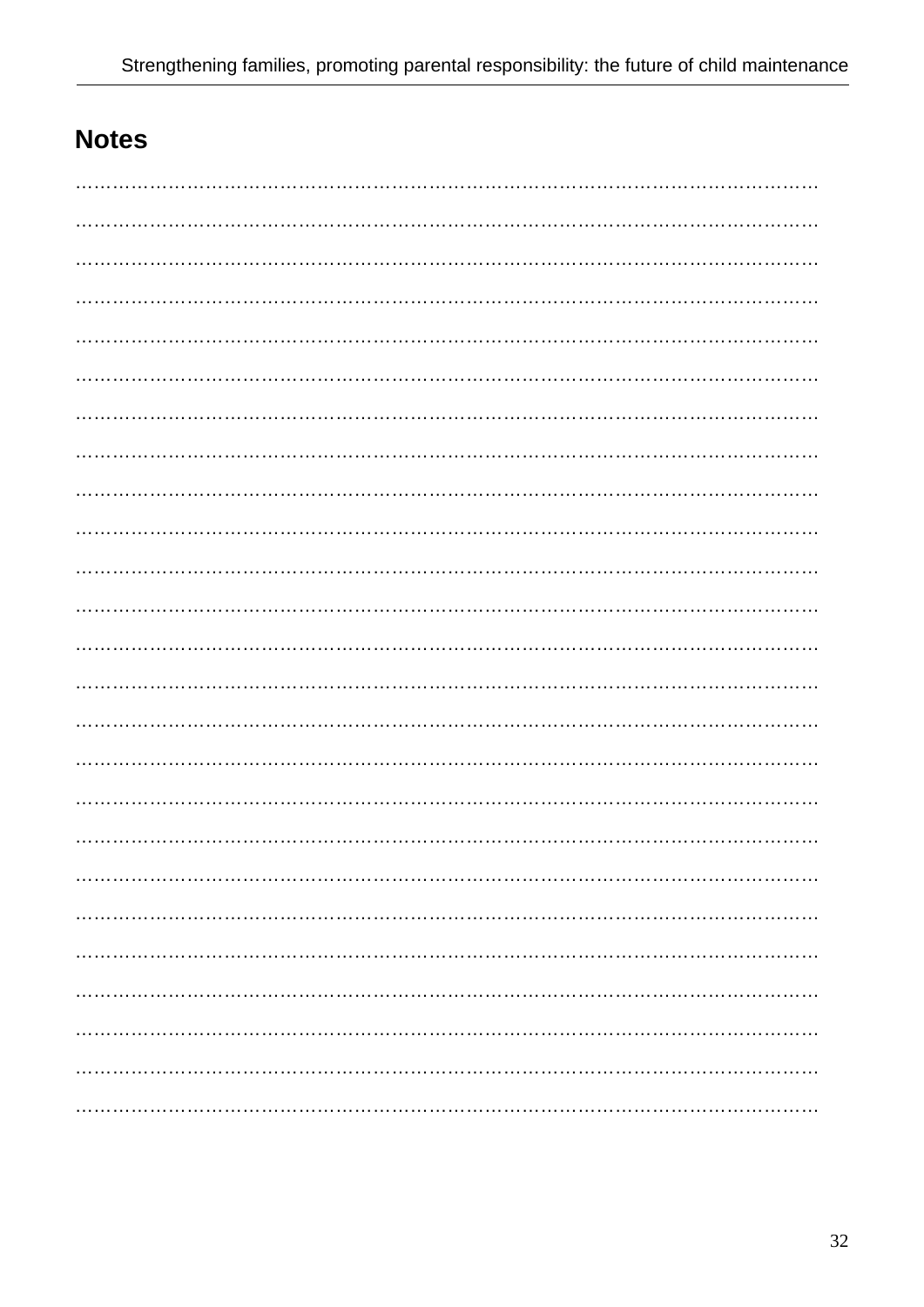## Notes

…………………………………………………………………………………………………………

…………………………………………………………………………………………………………

…………………………………………………………………………………………………………

…………………………………………………………………………………………………………

…………………………………………………………………………………………………………

…………………………………………………………………………………………………………

…………………………………………………………………………………………………………

…………………………………………………………………………………………………………

…………………………………………………………………………………………………………

…………………………………………………………………………………………………………

…………………………………………………………………………………………………………

…………………………………………………………………………………………………………

…………………………………………………………………………………………………………

…………………………………………………………………………………………………………

…………………………………………………………………………………………………………

…………………………………………………………………………………………………………

…………………………………………………………………………………………………………

…………………………………………………………………………………………………………

…………………………………………………………………………………………………………

…………………………………………………………………………………………………………

…………………………………………………………………………………………………………

…………………………………………………………………………………………………………

…………………………………………………………………………………………………………

…………………………………………………………………………………………………………

…………………………………………………………………………………………………………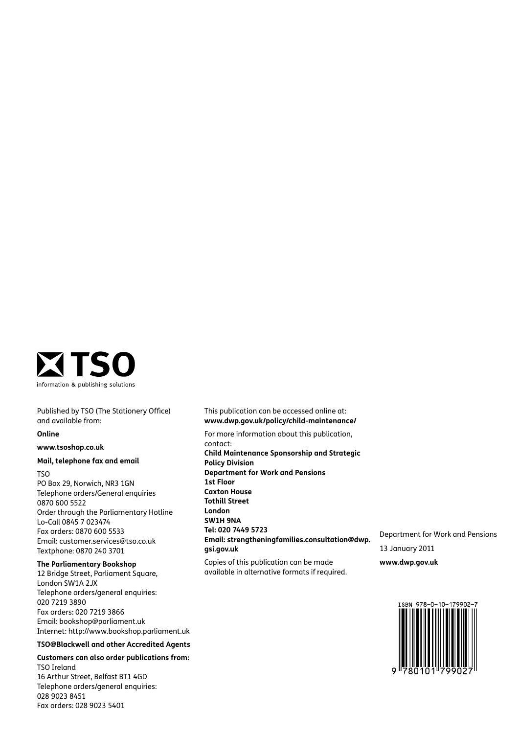TSO

information & publishing solutions

Published by TSO (The Stationery Office) and available from:

**Online**

**www.tsoshop.co.uk**

**Mail, telephone fax and email**

TSO
PO Box 29, Norwich, NR3 1GN
Telephone orders/General enquiries
0870 600 5522
Order through the Parliamentary Hotline
Lo-Call 0845 7 023474
Fax orders: 0870 600 5533
Email: customer.services@tso.co.uk
Textphone: 0870 240 3701

**The Parliamentary Bookshop**
12 Bridge Street, Parliament Square,
London SW1A 2JX
Telephone orders/general enquiries:
020 7219 3890
Fax orders: 020 7219 3866
Email: bookshop@parliament.uk
Internet: http://www.bookshop.parliament.uk

**TSO@Blackwell and other Accredited Agents**

**Customers can also order publications from:**
TSO Ireland
16 Arthur Street, Belfast BT1 4GD
Telephone orders/general enquiries:
028 9023 8451
Fax orders: 028 9023 5401

This publication can be accessed online at:
**www.dwp.gov.uk/policy/child-maintenance/**

For more information about this publication, contact:
**Child Maintenance Sponsorship and Strategic Policy Division**
**Department for Work and Pensions**
**1st Floor**
**Caxton House**
**Tothill Street**
**London**
**SW1H 9NA**
**Tel: 020 7449 5723**
**Email: strengtheningfamilies.consultation@dwp.gsi.gov.uk**

Copies of this publication can be made available in alternative formats if required.

Department for Work and Pensions

13 January 2011

**www.dwp.gov.uk**

ISBN 978-0-10-179902-7

9 780101 799027